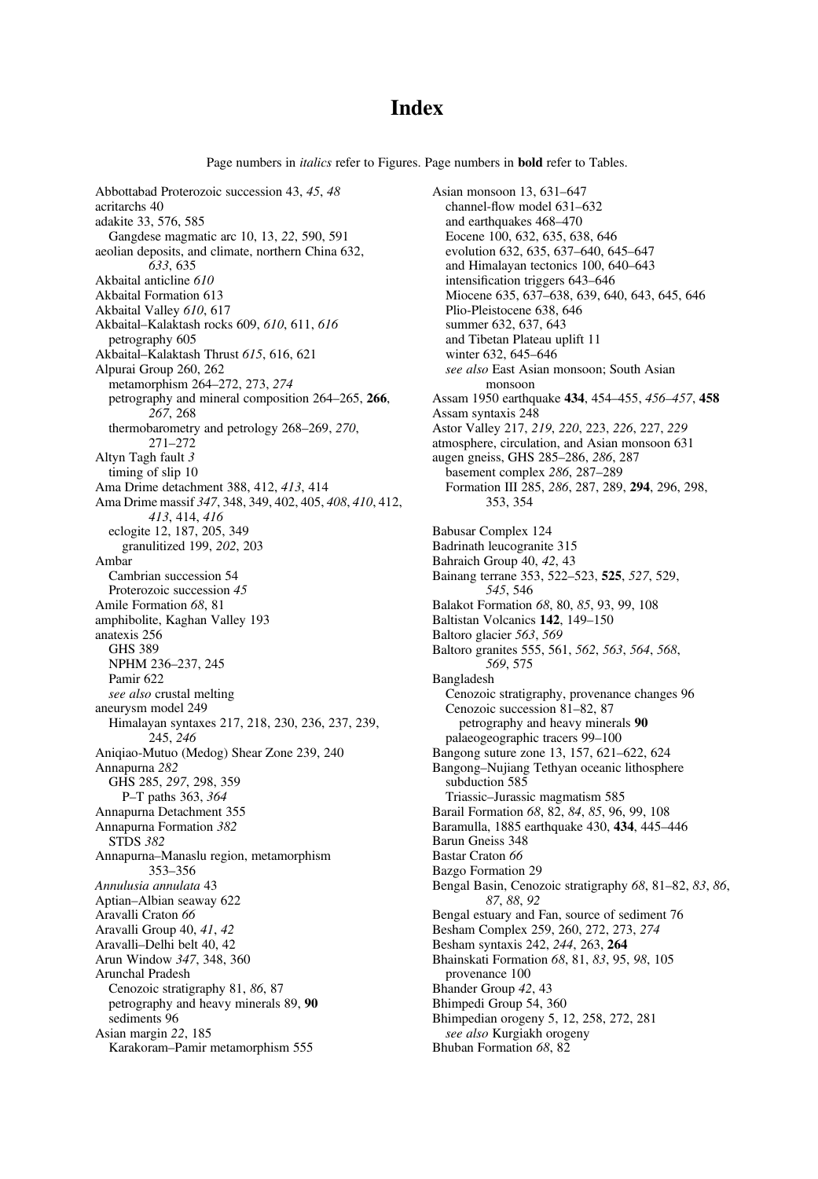# Index

Page numbers in *italics* refer to Figures. Page numbers in **bold** refer to Tables.

Abbottabad Proterozoic succession 43, *45*, *48*
acritarchs 40
adakite 33, 576, 585
  Gangdese magmatic arc 10, 13, *22*, 590, 591
aeolian deposits, and climate, northern China 632, *633*, 635
Akbaital anticline *610*
Akbaital Formation 613
Akbaital Valley *610*, 617
Akbaital–Kalaktash rocks 609, *610*, 611, *616*
  petrography 605
Akbaital–Kalaktash Thrust *615*, 616, 621
Alpurai Group 260, 262
  metamorphism 264–272, 273, *274*
  petrography and mineral composition 264–265, **266**, *267*, 268
  thermobarometry and petrology 268–269, *270*, 271–272
Altyn Tagh fault *3*
  timing of slip 10
Ama Drime detachment 388, 412, *413*, 414
Ama Drime massif *347*, 348, 349, 402, 405, *408*, *410*, 412, *413*, 414, *416*
  eclogite 12, 187, 205, 349
    granulitized 199, *202*, 203
Ambar
  Cambrian succession 54
  Proterozoic succession *45*
Amile Formation *68*, 81
amphibolite, Kaghan Valley 193
anatexis 256
  GHS 389
  NPHM 236–237, 245
  Pamir 622
  *see also* crustal melting
aneurysm model 249
  Himalayan syntaxes 217, 218, 230, 236, 237, 239, 245, *246*
Aniqiao-Mutuo (Medog) Shear Zone 239, 240
Annapurna *282*
  GHS 285, *297*, 298, 359
    P–T paths 363, *364*
Annapurna Detachment 355
Annapurna Formation *382*
  STDS *382*
Annapurna–Manaslu region, metamorphism 353–356
*Annulusia annulata* 43
Aptian–Albian seaway 622
Aravalli Craton *66*
Aravalli Group 40, *41*, *42*
Aravalli–Delhi belt 40, 42
Arun Window *347*, 348, 360
Arunchal Pradesh
  Cenozoic stratigraphy 81, *86*, 87
  petrography and heavy minerals 89, **90**
  sediments 96
Asian margin *22*, 185
  Karakoram–Pamir metamorphism 555
Asian monsoon 13, 631–647
  channel-flow model 631–632
  and earthquakes 468–470
  Eocene 100, 632, 635, 638, 646
  evolution 632, 635, 637–640, 645–647
  and Himalayan tectonics 100, 640–643
  intensification triggers 643–646
  Miocene 635, 637–638, 639, 640, 643, 645, 646
  Plio-Pleistocene 638, 646
  summer 632, 637, 643
  and Tibetan Plateau uplift 11
  winter 632, 645–646
  *see also* East Asian monsoon; South Asian monsoon
Assam 1950 earthquake **434**, 454–455, *456–457*, **458**
Assam syntaxis 248
Astor Valley 217, *219*, *220*, 223, *226*, 227, *229*
atmosphere, circulation, and Asian monsoon 631
augen gneiss, GHS 285–286, *286*, 287
  basement complex *286*, 287–289
  Formation III 285, *286*, 287, 289, **294**, 296, 298, 353, 354

Babusar Complex 124
Badrinath leucogranite 315
Bahraich Group 40, *42*, 43
Bainang terrane 353, 522–523, **525**, *527*, 529, *545*, 546
Balakot Formation *68*, 80, *85*, 93, 99, 108
Baltistan Volcanics **142**, 149–150
Baltoro glacier *563*, *569*
Baltoro granites 555, 561, *562*, *563*, *564*, *568*, *569*, 575
Bangladesh
  Cenozoic stratigraphy, provenance changes 96
  Cenozoic succession 81–82, 87
    petrography and heavy minerals **90**
  palaeogeographic tracers 99–100
Bangong suture zone 13, 157, 621–622, 624
Bangong–Nujiang Tethyan oceanic lithosphere subduction 585
  Triassic–Jurassic magmatism 585
Barail Formation *68*, 82, *84*, *85*, 96, 99, 108
Baramulla, 1885 earthquake 430, **434**, 445–446
Barun Gneiss 348
Bastar Craton *66*
Bazgo Formation 29
Bengal Basin, Cenozoic stratigraphy *68*, 81–82, *83*, *86*, *87*, *88*, *92*
Bengal estuary and Fan, source of sediment 76
Besham Complex 259, 260, 272, 273, *274*
Besham syntaxis 242, *244*, 263, **264**
Bhainskati Formation *68*, 81, *83*, 95, *98*, 105
  provenance 100
Bhander Group *42*, 43
Bhimpedi Group 54, 360
Bhimpedian orogeny 5, 12, 258, 272, 281
  *see also* Kurgiakh orogeny
Bhuban Formation *68*, 82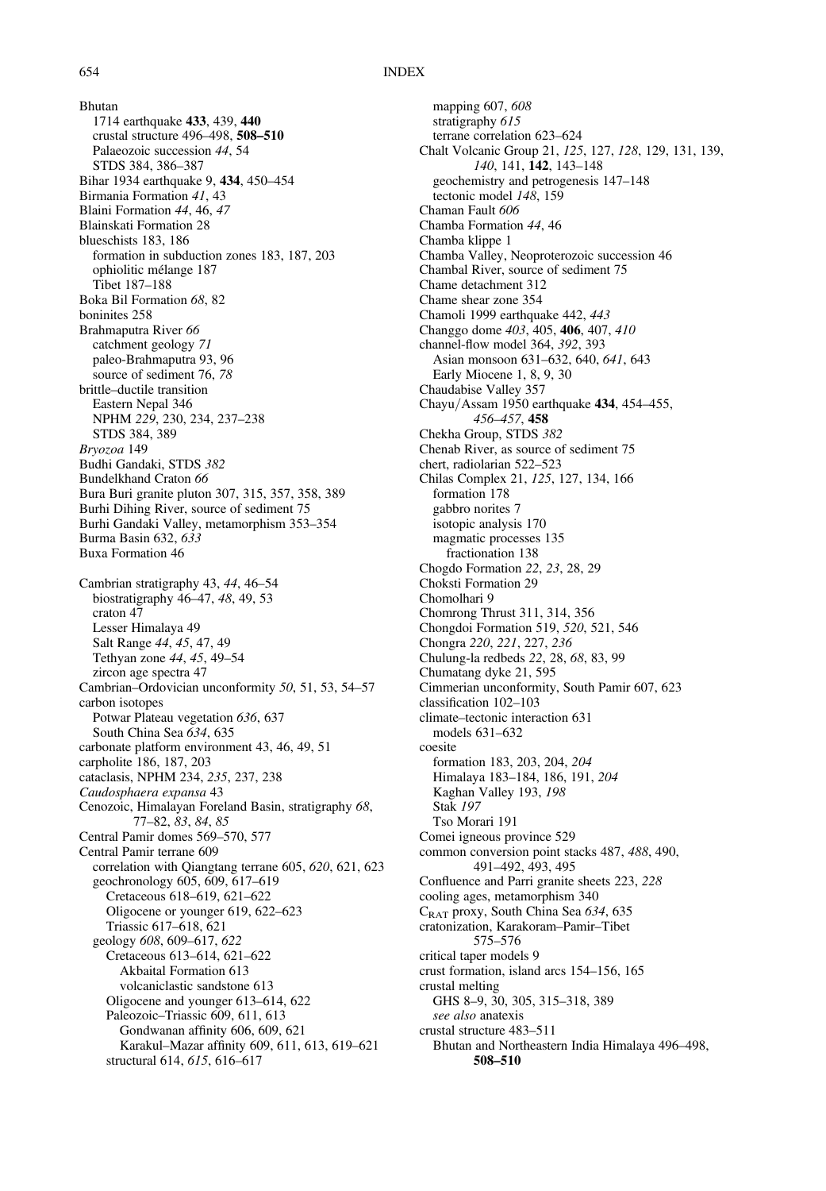Bhutan
  1714 earthquake **433**, 439, **440**
  crustal structure 496–498, **508–510**
  Palaeozoic succession *44*, 54
  STDS 384, 386–387
Bihar 1934 earthquake 9, **434**, 450–454
Birmania Formation *41*, 43
Blaini Formation *44*, 46, *47*
Blainskati Formation 28
blueschists 183, 186
  formation in subduction zones 183, 187, 203
  ophiolitic mélange 187
  Tibet 187–188
Boka Bil Formation *68*, 82
boninites 258
Brahmaputra River *66*
  catchment geology *71*
  paleo-Brahmaputra 93, 96
  source of sediment 76, *78*
brittle–ductile transition
  Eastern Nepal 346
  NPHM *229*, 230, 234, 237–238
  STDS 384, 389
*Bryozoa* 149
Budhi Gandaki, STDS *382*
Bundelkhand Craton *66*
Bura Buri granite pluton 307, 315, 357, 358, 389
Burhi Dihing River, source of sediment 75
Burhi Gandaki Valley, metamorphism 353–354
Burma Basin 632, *633*
Buxa Formation 46

Cambrian stratigraphy 43, *44*, 46–54
  biostratigraphy 46–47, *48*, 49, 53
  craton 47
  Lesser Himalaya 49
  Salt Range *44*, *45*, 47, 49
  Tethyan zone *44*, *45*, 49–54
  zircon age spectra 47
Cambrian–Ordovician unconformity *50*, 51, 53, 54–57
carbon isotopes
  Potwar Plateau vegetation *636*, 637
  South China Sea *634*, 635
carbonate platform environment 43, 46, 49, 51
carpholite 186, 187, 203
cataclasis, NPHM 234, *235*, 237, 238
*Caudosphaera expansa* 43
Cenozoic, Himalayan Foreland Basin, stratigraphy *68*, 77–82, *83*, *84*, *85*
Central Pamir domes 569–570, 577
Central Pamir terrane 609
  correlation with Qiangtang terrane 605, *620*, 621, 623
  geochronology 605, 609, 617–619
    Cretaceous 618–619, 621–622
    Oligocene or younger 619, 622–623
    Triassic 617–618, 621
  geology *608*, 609–617, *622*
    Cretaceous 613–614, 621–622
      Akbaital Formation 613
      volcaniclastic sandstone 613
    Oligocene and younger 613–614, 622
    Paleozoic–Triassic 609, 611, 613
      Gondwanan affinity 606, 609, 621
      Karakul–Mazar affinity 609, 611, 613, 619–621
  structural 614, *615*, 616–617
  mapping 607, *608*
  stratigraphy *615*
  terrane correlation 623–624
Chalt Volcanic Group 21, *125*, 127, *128*, 129, 131, 139, *140*, 141, **142**, 143–148
  geochemistry and petrogenesis 147–148
  tectonic model *148*, 159
Chaman Fault *606*
Chamba Formation *44*, 46
Chamba klippe 1
Chamba Valley, Neoproterozoic succession 46
Chambal River, source of sediment 75
Chame detachment 312
Chame shear zone 354
Chamoli 1999 earthquake 442, *443*
Changgo dome *403*, 405, **406**, 407, *410*
channel-flow model 364, *392*, 393
  Asian monsoon 631–632, 640, *641*, 643
  Early Miocene 1, 8, 9, 30
Chaudabise Valley 357
Chayu/Assam 1950 earthquake **434**, 454–455, *456–457*, **458**
Chekha Group, STDS *382*
Chenab River, as source of sediment 75
chert, radiolarian 522–523
Chilas Complex 21, *125*, 127, 134, 166
  formation 178
  gabbro norites 7
  isotopic analysis 170
  magmatic processes 135
    fractionation 138
Chogdo Formation *22*, *23*, 28, 29
Choksti Formation 29
Chomolhari 9
Chomrong Thrust 311, 314, 356
Chongdoi Formation 519, *520*, 521, *546*
Chongra *220*, *221*, 227, *236*
Chulung-la redbeds *22*, 28, *68*, 83, 99
Chumatang dyke 21, 595
Cimmerian unconformity, South Pamir 607, 623
classification 102–103
climate–tectonic interaction 631
  models 631–632
coesite
  formation 183, 203, 204, *204*
  Himalaya 183–184, 186, 191, *204*
  Kaghan Valley 193, *198*
  Stak *197*
  Tso Morari 191
Comei igneous province 529
common conversion point stacks 487, *488*, 490, 491–492, *493*, 495
Confluence and Parri granite sheets 223, *228*
cooling ages, metamorphism 340
$C_{RAT}$ proxy, South China Sea *634*, 635
cratonization, Karakoram–Pamir–Tibet 575–576
critical taper models 9
crust formation, island arcs 154–156, 165
crustal melting
  GHS 8–9, 30, 305, 315–318, 389
  *see also* anatexis
crustal structure 483–511
  Bhutan and Northeastern India Himalaya 496–498, **508–510**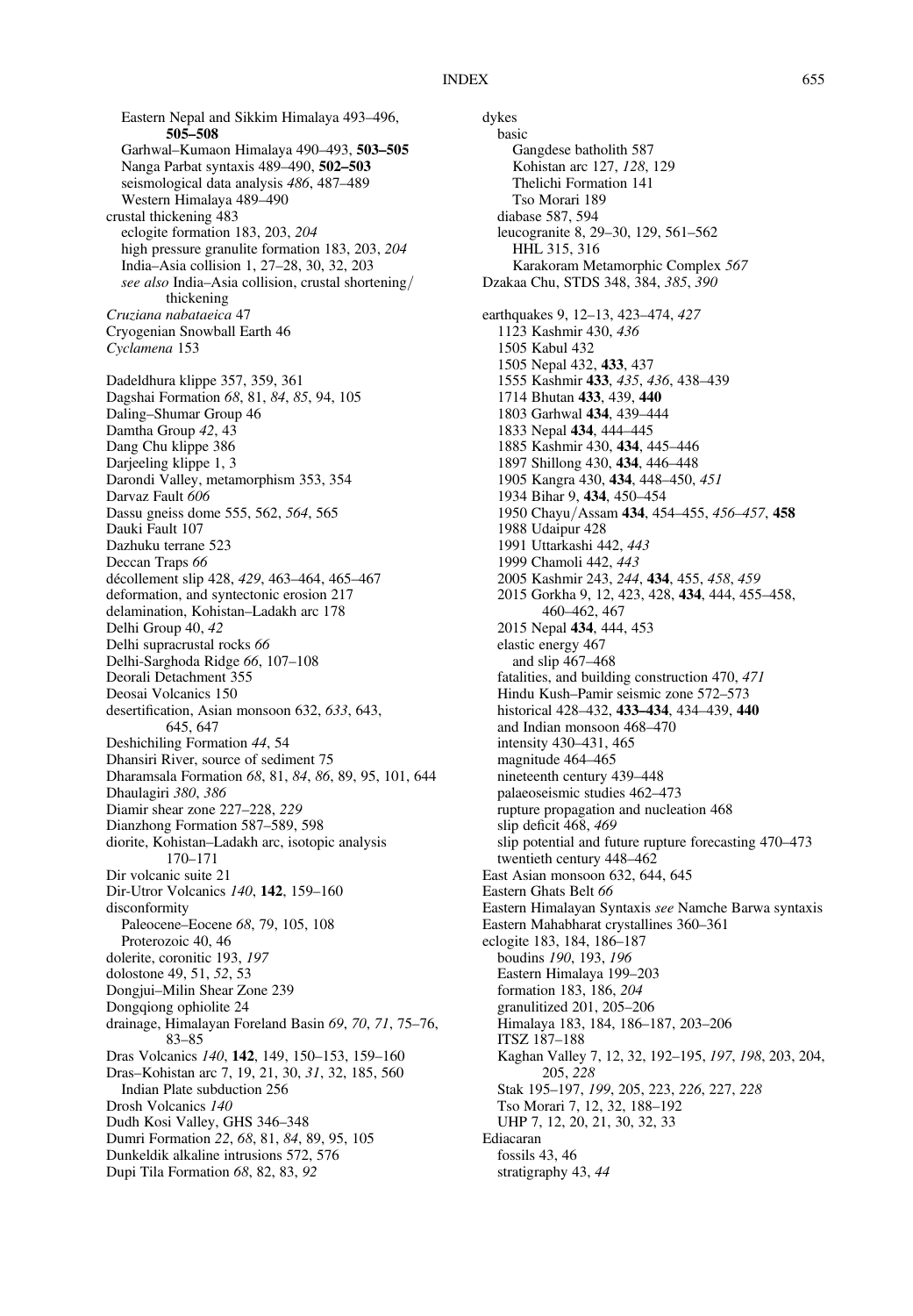Eastern Nepal and Sikkim Himalaya 493–496, **505–508**
Garhwal–Kumaon Himalaya 490–493, **503–505**
Nanga Parbat syntaxis 489–490, **502–503**
seismological data analysis *486*, 487–489
Western Himalaya 489–490

crustal thickening 483
eclogite formation 183, 203, *204*
high pressure granulite formation 183, 203, *204*
India–Asia collision 1, 27–28, 30, 32, 203
*see also* India–Asia collision, crustal shortening/thickening

*Cruziana nabataeica* 47
Cryogenian Snowball Earth 46
*Cyclamena* 153

Dadeldhura klippe 357, 359, 361
Dagshai Formation *68*, 81, *84*, *85*, 94, 105
Daling–Shumar Group 46
Damtha Group *42*, 43
Dang Chu klippe 386
Darjeeling klippe 1, 3
Darondi Valley, metamorphism 353, 354
Darvaz Fault *606*
Dassu gneiss dome 555, 562, *564*, 565
Dauki Fault 107
Dazhuku terrane 523
Deccan Traps *66*
décollement slip 428, *429*, 463–464, 465–467
deformation, and syntectonic erosion 217
delamination, Kohistan–Ladakh arc 178
Delhi Group 40, *42*
Delhi supracrustal rocks *66*
Delhi-Sarghoda Ridge *66*, 107–108
Deorali Detachment 355
Deosai Volcanics 150
desertification, Asian monsoon 632, *633*, 643, 645, 647
Deshichiling Formation *44*, 54
Dhansiri River, source of sediment 75
Dharamsala Formation *68*, 81, *84*, *86*, 89, 95, 101, 644
Dhaulagiri *380*, *386*
Diamir shear zone 227–228, *229*
Dianzhong Formation 587–589, 598
diorite, Kohistan–Ladakh arc, isotopic analysis 170–171
Dir volcanic suite 21
Dir-Utror Volcanics *140*, **142**, 159–160
disconformity
Paleocene–Eocene *68*, 79, 105, 108
Proterozoic 40, 46
dolerite, coronitic 193, *197*
dolostone 49, 51, *52*, 53
Dongjui–Milin Shear Zone 239
Dongqiong ophiolite 24
drainage, Himalayan Foreland Basin *69*, *70*, *71*, 75–76, 83–85
Dras Volcanics *140*, **142**, 149, 150–153, 159–160
Dras–Kohistan arc 7, 19, 21, 30, *31*, 32, 185, 560
Indian Plate subduction 256
Drosh Volcanics *140*
Dudh Kosi Valley, GHS 346–348
Dumri Formation *22*, *68*, 81, *84*, 89, 95, 105
Dunkeldik alkaline intrusions 572, 576
Dupi Tila Formation *68*, 82, 83, *92*

dykes
basic
Gangdese batholith 587
Kohistan arc 127, *128*, 129
Thelichi Formation 141
Tso Morari 189
diabase 587, 594
leucogranite 8, 29–30, 129, 561–562
HHL 315, 316
Karakoram Metamorphic Complex *567*

Dzakaa Chu, STDS 348, 384, *385*, *390*

earthquakes 9, 12–13, 423–474, *427*
1123 Kashmir 430, *436*
1505 Kabul 432
1505 Nepal 432, **433**, 437
1555 Kashmir **433**, *435*, *436*, 438–439
1714 Bhutan **433**, 439, **440**
1803 Garhwal **434**, 439–444
1833 Nepal **434**, 444–445
1885 Kashmir 430, **434**, 445–446
1897 Shillong 430, **434**, 446–448
1905 Kangra 430, **434**, 448–450, *451*
1934 Bihar 9, **434**, 450–454
1950 Chayu/Assam **434**, 454–455, *456–457*, **458**
1988 Udaipur 428
1991 Uttarkashi 442, *443*
1999 Chamoli 442, *443*
2005 Kashmir 243, *244*, **434**, 455, *458*, *459*
2015 Gorkha 9, 12, 423, 428, **434**, 444, 455–458, 460–462, 467
2015 Nepal **434**, 444, 453
elastic energy 467
and slip 467–468
fatalities, and building construction 470, *471*
Hindu Kush–Pamir seismic zone 572–573
historical 428–432, **433–434**, 434–439, **440**
and Indian monsoon 468–470
intensity 430–431, 465
magnitude 464–465
nineteenth century 439–448
palaeoseismic studies 462–473
rupture propagation and nucleation 468
slip deficit 468, *469*
slip potential and future rupture forecasting 470–473
twentieth century 448–462

East Asian monsoon 632, 644, 645
Eastern Ghats Belt *66*
Eastern Himalayan Syntaxis *see* Namche Barwa syntaxis
Eastern Mahabharat crystallines 360–361
eclogite 183, 184, 186–187
boudins *190*, 193, *196*
Eastern Himalaya 199–203
formation 183, 186, *204*
granulitized 201, 205–206
Himalaya 183, 184, 186–187, 203–206
ITSZ 187–188
Kaghan Valley 7, 12, 32, 192–195, *197*, *198*, 203, 204, 205, *228*
Stak 195–197, *199*, 205, 223, *226*, 227, *228*
Tso Morari 7, 12, 32, 188–192
UHP 7, 12, 20, 21, 30, 32, 33

Ediacaran
fossils 43, 46
stratigraphy 43, *44*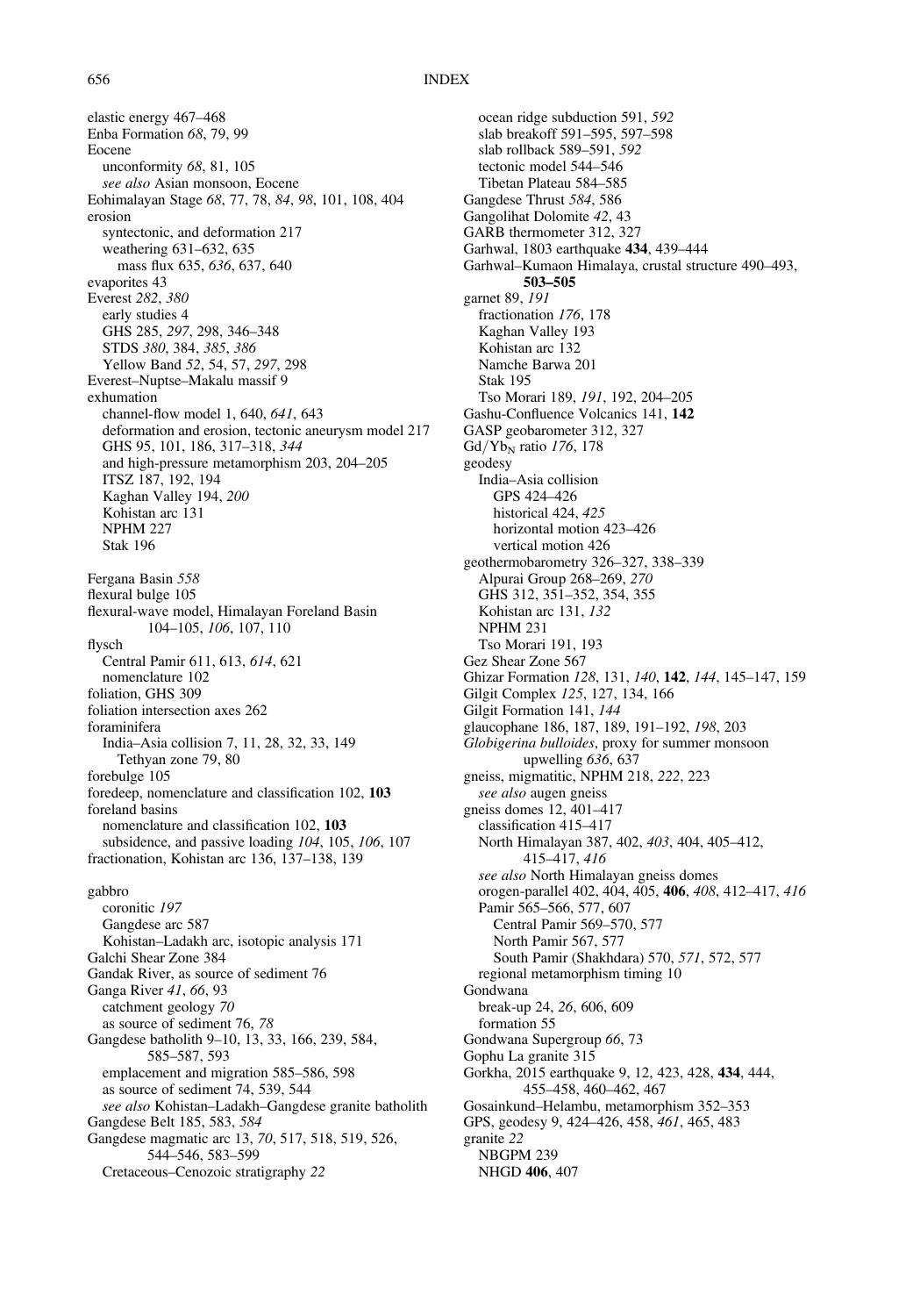elastic energy 467–468
Enba Formation *68*, 79, 99
Eocene
  unconformity *68*, 81, 105
  *see also* Asian monsoon, Eocene
Eohimalayan Stage *68*, 77, 78, *84*, *98*, 101, 108, 404
erosion
  syntectonic, and deformation 217
  weathering 631–632, 635
    mass flux 635, *636*, 637, 640
evaporites 43
Everest *282*, *380*
  early studies 4
  GHS 285, *297*, 298, 346–348
  STDS *380*, 384, *385*, *386*
  Yellow Band *52*, 54, 57, *297*, 298
Everest–Nuptse–Makalu massif 9
exhumation
  channel-flow model 1, 640, *641*, 643
  deformation and erosion, tectonic aneurysm model 217
  GHS 95, 101, 186, 317–318, *344*
  and high-pressure metamorphism 203, 204–205
  ITSZ 187, 192, 194
  Kaghan Valley 194, *200*
  Kohistan arc 131
  NPHM 227
  Stak 196

Fergana Basin *558*
flexural bulge 105
flexural-wave model, Himalayan Foreland Basin 104–105, *106*, 107, 110
flysch
  Central Pamir 611, 613, *614*, 621
  nomenclature 102
foliation, GHS 309
foliation intersection axes 262
foraminifera
  India–Asia collision 7, 11, 28, 32, 33, 149
    Tethyan zone 79, 80
forebulge 105
foredeep, nomenclature and classification 102, **103**
foreland basins
  nomenclature and classification 102, **103**
  subsidence, and passive loading *104*, 105, *106*, 107
fractionation, Kohistan arc 136, 137–138, 139

gabbro
  coronitic *197*
  Gangdese arc 587
  Kohistan–Ladakh arc, isotopic analysis 171
Galchi Shear Zone 384
Gandak River, as source of sediment 76
Ganga River *41*, *66*, 93
  catchment geology *70*
  as source of sediment 76, *78*
Gangdese batholith 9–10, 13, 33, 166, 239, 584, 585–587, 593
  emplacement and migration 585–586, 598
  as source of sediment 74, 539, 544
  *see also* Kohistan–Ladakh–Gangdese granite batholith
Gangdese Belt 185, 583, *584*
Gangdese magmatic arc 13, *70*, 517, 518, 519, 526, 544–546, 583–599
  Cretaceous–Cenozoic stratigraphy *22*
  ocean ridge subduction 591, *592*
  slab breakoff 591–595, 597–598
  slab rollback 589–591, *592*
  tectonic model 544–546
  Tibetan Plateau 584–585
Gangdese Thrust *584*, 586
Gangolihat Dolomite *42*, 43
GARB thermometer 312, 327
Garhwal, 1803 earthquake **434**, 439–444
Garhwal–Kumaon Himalaya, crustal structure 490–493, **503–505**
garnet 89, *191*
  fractionation *176*, 178
  Kaghan Valley 193
  Kohistan arc 132
  Namche Barwa 201
  Stak 195
  Tso Morari 189, *191*, 192, 204–205
Gashu-Confluence Volcanics 141, **142**
GASP geobarometer 312, 327
$Gd/Yb_N$ ratio *176*, 178
geodesy
  India–Asia collision
    GPS 424–426
    historical 424, *425*
    horizontal motion 423–426
    vertical motion 426
geothermobarometry 326–327, 338–339
  Alpurai Group 268–269, *270*
  GHS 312, 351–352, 354, 355
  Kohistan arc 131, *132*
  NPHM 231
  Tso Morari 191, 193
Gez Shear Zone 567
Ghizar Formation *128*, 131, *140*, **142**, *144*, 145–147, 159
Gilgit Complex *125*, 127, 134, 166
Gilgit Formation 141, *144*
glaucophane 186, 187, 189, 191–192, *198*, 203
*Globigerina bulloides*, proxy for summer monsoon upwelling *636*, 637
gneiss, migmatitic, NPHM 218, *222*, 223
  *see also* augen gneiss
gneiss domes 12, 401–417
  classification 415–417
  North Himalayan 387, 402, *403*, 404, 405–412, 415–417, *416*
  *see also* North Himalayan gneiss domes
  orogen-parallel 402, 404, 405, **406**, *408*, 412–417, *416*
  Pamir 565–566, 577, 607
    Central Pamir 569–570, 577
    North Pamir 567, 577
    South Pamir (Shakhdara) 570, *571*, 572, 577
  regional metamorphism timing 10
Gondwana
  break-up 24, *26*, 606, 609
  formation 55
Gondwana Supergroup *66*, 73
Gophu La granite 315
Gorkha, 2015 earthquake 9, 12, 423, 428, **434**, 444, 455–458, 460–462, 467
Gosainkund–Helambu, metamorphism 352–353
GPS, geodesy 9, 424–426, 458, *461*, 465, 483
granite *22*
  NBGPM 239
  NHGD **406**, 407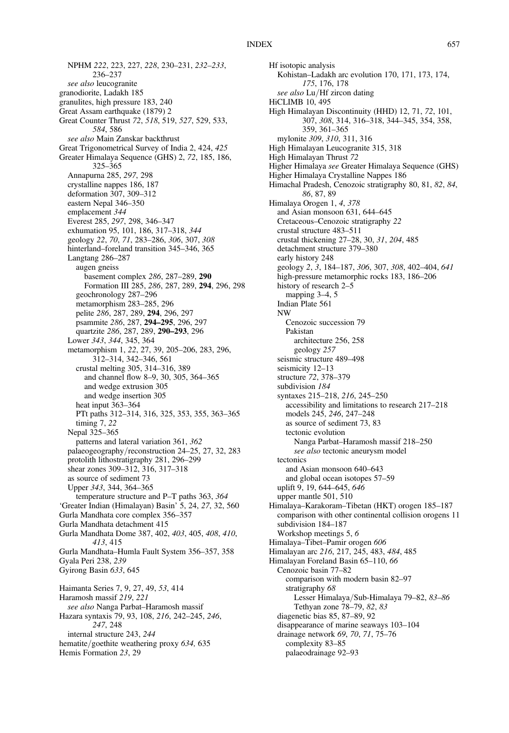NPHM *222*, 223, 227, *228*, 230–231, *232–233*, 236–237
  *see also* leucogranite
granodiorite, Ladakh 185
granulites, high pressure 183, 240
Great Assam earthquake (1879) 2
Great Counter Thrust *72*, *518*, 519, *527*, 529, 533, *584*, 586
  *see also* Main Zanskar backthrust
Great Trigonometrical Survey of India 2, 424, *425*
Greater Himalaya Sequence (GHS) 2, *72*, 185, 186, 325–365
  Annapurna 285, *297*, 298
  crystalline nappes 186, 187
  deformation 307, 309–312
  eastern Nepal 346–350
  emplacement *344*
  Everest 285, *297*, 298, 346–347
  exhumation 95, 101, 186, 317–318, *344*
  geology *22*, *70*, *71*, 283–286, *306*, 307, *308*
  hinterland–foreland transition 345–346, 365
  Langtang 286–287
    augen gneiss
      basement complex *286*, 287–289, **290**
      Formation III 285, *286*, 287, 289, **294**, 296, 298
    geochronology 287–296
    metamorphism 283–285, 296
    pelite *286*, 287, 289, **294**, 296, 297
    psammite *286*, 287, **294–295**, 296, 297
    quartzite *286*, 287, 289, **290–293**, 296
  Lower *343*, *344*, 345, 364
  metamorphism 1, *22*, 27, 39, 205–206, 283, 296, 312–314, 342–346, 561
    crustal melting 305, 314–316, 389
      and channel flow 8–9, 30, 305, 364–365
      and wedge extrusion 305
      and wedge insertion 305
    heat input 363–364
    PTt paths 312–314, 316, 325, 353, 355, 363–365
    timing 7, *22*
  Nepal 325–365
    patterns and lateral variation 361, *362*
  palaeogeography/reconstruction 24–25, 27, 32, 283
  protolith lithostratigraphy 281, 296–299
  shear zones 309–312, 316, 317–318
  as source of sediment 73
  Upper *343*, 344, 364–365
    temperature structure and P–T paths 363, *364*
'Greater Indian (Himalayan) Basin' 5, 24, *27*, 32, 560
Gurla Mandhata core complex 356–357
Gurla Mandhata detachment 415
Gurla Mandhata Dome 387, 402, *403*, 405, *408*, *410*, *413*, 415
Gurla Mandhata–Humla Fault System 356–357, 358
Gyala Peri 238, *239*
Gyirong Basin *633*, 645

Haimanta Series 7, 9, 27, 49, *53*, 414
Haramosh massif *219*, *221*
  *see also* Nanga Parbat–Haramosh massif
Hazara syntaxis 79, 93, 108, *216*, 242–245, *246*, *247*, 248
  internal structure 243, *244*
hematite/goethite weathering proxy *634,* 635
Hemis Formation *23*, 29
Hf isotopic analysis
  Kohistan–Ladakh arc evolution 170, 171, 173, 174, *175*, 176, 178
  *see also* Lu/Hf zircon dating
HiCLIMB 10, 495
High Himalayan Discontinuity (HHD) 12, 71, *72*, 101, 307, *308*, 314, 316–318, 344–345, 354, 358, 359, 361–365
  mylonite *309*, *310*, 311, 316
High Himalayan Leucogranite 315, 318
High Himalayan Thrust *72*
Higher Himalaya *see* Greater Himalaya Sequence (GHS)
Higher Himalaya Crystalline Nappes 186
Himachal Pradesh, Cenozoic stratigraphy 80, 81, *82*, *84*, *86*, 87, 89
Himalaya Orogen 1, *4*, *378*
  and Asian monsoon 631, 644–645
  Cretaceous–Cenozoic stratigraphy *22*
  crustal structure 483–511
  crustal thickening 27–28, 30, *31*, *204*, 485
  detachment structure 379–380
  early history 248
  geology *2*, *3*, 184–187, *306*, 307, *308*, 402–404, *641*
  high-pressure metamorphic rocks 183, 186–206
  history of research 2–5
    mapping 3–4, 5
  Indian Plate 561
  NW
    Cenozoic succession 79
    Pakistan
      architecture 256, 258
      geology *257*
  seismic structure 489–498
  seismicity 12–13
  structure *72*, 378–379
  subdivision *184*
  syntaxes 215–218, *216*, 245–250
    accessibility and limitations to research 217–218
    models 245, *246*, 247–248
    as source of sediment 73, 83
    tectonic evolution
      Nanga Parbat–Haramosh massif 218–250
      *see also* tectonic aneurysm model
  tectonics
    and Asian monsoon 640–643
    and global ocean isotopes 57–59
  uplift 9, 19, 644–645, *646*
  upper mantle 501, 510
Himalaya–Karakoram–Tibetan (HKT) orogen 185–187
  comparison with other continental collision orogens 11
  subdivision 184–187
  Workshop meetings 5, *6*
Himalaya–Tibet–Pamir orogen *606*
Himalayan arc *216*, 217, 245, 483, *484*, 485
Himalayan Foreland Basin 65–110, *66*
  Cenozoic basin 77–82
    comparison with modern basin 82–97
    stratigraphy *68*
      Lesser Himalaya/Sub-Himalaya 79–82, *83–86*
      Tethyan zone 78–79, *82*, *83*
  diagenetic bias 85, 87–89, 92
  disappearance of marine seaways 103–104
  drainage network *69*, *70*, *71*, 75–76
    complexity 83–85
    palaeodrainage 92–93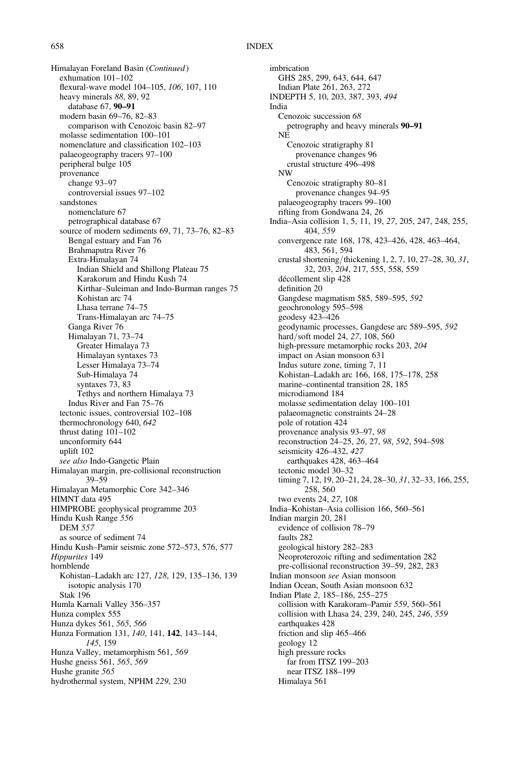Himalayan Foreland Basin (*Continued*)
  exhumation 101–102
  flexural-wave model 104–105, *106*, 107, 110
  heavy minerals *88*, 89, 92
    database 67, **90–91**
  modern basin 69–76, 82–83
    comparison with Cenozoic basin 82–97
  molasse sedimentation 100–101
  nomenclature and classification 102–103
  palaeogeography tracers 97–100
  peripheral bulge 105
  provenance
    change 93–97
    controversial issues 97–102
  sandstones
    nomenclature 67
    petrographical database 67
  source of modern sediments 69, 71, 73–76, 82–83
    Bengal estuary and Fan 76
    Brahmaputra River 76
    Extra-Himalayan 74
      Indian Shield and Shillong Plateau 75
      Karakorum and Hindu Kush 74
      Kirthar–Suleiman and Indo-Burman ranges 75
      Kohistan arc 74
      Lhasa terrane 74–75
      Trans-Himalayan arc 74–75
    Ganga River 76
    Himalayan 71, 73–74
      Greater Himalaya 73
      Himalayan syntaxes 73
      Lesser Himalaya 73–74
      Sub-Himalaya 74
      syntaxes 73, 83
      Tethys and northern Himalaya 73
    Indus River and Fan 75–76
  tectonic issues, controversial 102–108
  thermochronology 640, *642*
  thrust dating 101–102
  unconformity 644
  uplift 102
  *see also* Indo-Gangetic Plain
Himalayan margin, pre-collisional reconstruction 39–59
Himalayan Metamorphic Core 342–346
HIMNT data 495
HIMPROBE geophysical programme 203
Hindu Kush Range *556*
  DEM *557*
  as source of sediment 74
Hindu Kush–Pamir seismic zone 572–573, 576, 577
*Hippurites* 149
hornblende
  Kohistan–Ladakh arc 127, *128*, 129, 135–136, 139
    isotopic analysis 170
  Stak 196
Humla Karnali Valley 356–357
Hunza complex 555
Hunza dykes 561, *565*, *566*
Hunza Formation 131, *140*, 141, **142**, 143–144, *145*, 159
Hunza Valley, metamorphism 561, *569*
Hushe gneiss 561, *565*, *569*
Hushe granite *565*
hydrothermal system, NPHM *229*, 230
imbrication
  GHS 285, 299, 643, 644, 647
  Indian Plate 261, 263, 272
INDEPTH 5, 10, 203, 387, 393, *494*
India
  Cenozoic succession *68*
    petrography and heavy minerals **90–91**
  NE
    Cenozoic stratigraphy 81
      provenance changes 96
    crustal structure 496–498
  NW
    Cenozoic stratigraphy 80–81
      provenance changes 94–95
  palaeogeography tracers 99–100
  rifting from Gondwana 24, *26*
India–Asia collision 1, 5, 11, 19, *27*, 205, 247, 248, 255, 404, *559*
  convergence rate 168, 178, 423–426, 428, 463–464, 483, 561, 594
  crustal shortening/thickening 1, 2, 7, 10, 27–28, 30, *31*, 32, 203, *204*, 217, 555, 558, 559
  décollement slip 428
  definition 20
  Gangdese magmatism 585, 589–595, *592*
  geochronology 595–598
  geodesy 423–426
  geodynamic processes, Gangdese arc 589–595, *592*
  hard/soft model 24, *27*, 108, 560
  high-pressure metamorphic rocks 203, *204*
  impact on Asian monsoon 631
  Indus suture zone, timing 7, 11
  Kohistan–Ladakh arc 166, 168, 175–178, 258
  marine–continental transition 28, 185
  microdiamond 184
  molasse sedimentation delay 100–101
  palaeomagnetic constraints 24–28
  pole of rotation 424
  provenance analysis 93–97, *98*
  reconstruction 24–25, *26*, 27, *98*, *592*, 594–598
  seismicity 426–432, *427*
    earthquakes 428, 463–464
  tectonic model 30–32
  timing 7, 12, 19, 20–21, 24, 28–30, *31*, 32–33, 166, 255, 258, 560
  two events 24, *27*, 108
India–Kohistan–Asia collision 166, 560–561
Indian margin 20, 281
  evidence of collision 78–79
  faults 282
  geological history 282–283
  Neoproterozoic rifting and sedimentation 282
  pre-collisional reconstruction 39–59, 282, 283
Indian monsoon *see* Asian monsoon
Indian Ocean, South Asian monsoon 632
Indian Plate *2*, 185–186, 255–275
  collision with Karakoram–Pamir *559*, 560–561
  collision with Lhasa 24, 239, 240, 245, *246*, *559*
  earthquakes 428
  friction and slip 465–466
  geology 12
  high pressure rocks
    far from ITSZ 199–203
    near ITSZ 188–199
  Himalaya 561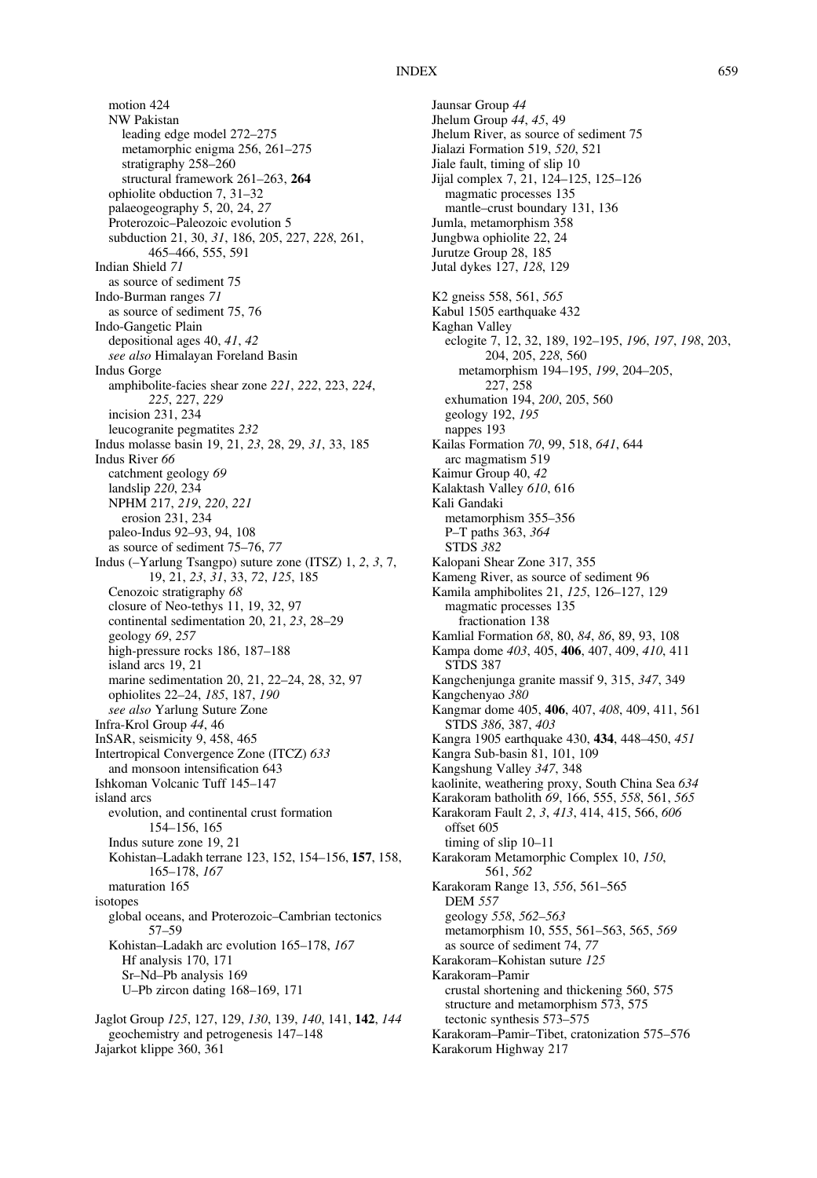motion 424
NW Pakistan
leading edge model 272–275
metamorphic enigma 256, 261–275
stratigraphy 258–260
structural framework 261–263, **264**
ophiolite obduction 7, 31–32
palaeogeography 5, 20, 24, *27*
Proterozoic–Paleozoic evolution 5
subduction 21, 30, *31*, 186, 205, 227, *228*, 261, 465–466, 555, 591
Indian Shield *71*
as source of sediment 75
Indo-Burman ranges *71*
as source of sediment 75, 76
Indo-Gangetic Plain
depositional ages 40, *41*, *42*
*see also* Himalayan Foreland Basin
Indus Gorge
amphibolite-facies shear zone *221*, *222*, 223, *224*, *225*, 227, *229*
incision 231, 234
leucogranite pegmatites *232*
Indus molasse basin 19, 21, *23*, 28, 29, *31*, 33, 185
Indus River *66*
catchment geology *69*
landslip *220*, 234
NPHM 217, *219*, *220*, *221*
erosion 231, 234
paleo-Indus 92–93, 94, 108
as source of sediment 75–76, *77*
Indus (–Yarlung Tsangpo) suture zone (ITSZ) 1, *2*, *3*, 7, 19, 21, *23*, *31*, 33, *72*, *125*, 185
Cenozoic stratigraphy *68*
closure of Neo-tethys 11, 19, 32, 97
continental sedimentation 20, 21, *23*, 28–29
geology *69*, *257*
high-pressure rocks 186, 187–188
island arcs 19, 21
marine sedimentation 20, 21, 22–24, 28, 32, 97
ophiolites 22–24, *185*, 187, *190*
*see also* Yarlung Suture Zone
Infra-Krol Group *44*, 46
InSAR, seismicity 9, 458, 465
Intertropical Convergence Zone (ITCZ) *633*
and monsoon intensification 643
Ishkoman Volcanic Tuff 145–147
island arcs
evolution, and continental crust formation 154–156, 165
Indus suture zone 19, 21
Kohistan–Ladakh terrane 123, 152, 154–156, **157**, 158, 165–178, *167*
maturation 165
isotopes
global oceans, and Proterozoic–Cambrian tectonics 57–59
Kohistan–Ladakh arc evolution 165–178, *167*
Hf analysis 170, 171
Sr–Nd–Pb analysis 169
U–Pb zircon dating 168–169, 171

Jaglot Group *125*, 127, 129, *130*, 139, *140*, 141, **142**, *144*
geochemistry and petrogenesis 147–148
Jajarkot klippe 360, 361
Jaunsar Group *44*
Jhelum Group *44*, *45*, 49
Jhelum River, as source of sediment 75
Jialazi Formation 519, *520*, 521
Jiale fault, timing of slip 10
Jijal complex 7, 21, 124–125, *125*, 125–126
magmatic processes 135
mantle–crust boundary 131, 136
Jumla, metamorphism 358
Jungbwa ophiolite 22, 24
Jurutze Group 28, 185
Jutal dykes 127, *128*, 129

K2 gneiss 558, 561, *565*
Kabul 1505 earthquake 432
Kaghan Valley
eclogite 7, 12, 32, 189, 192–195, *196*, *197*, *198*, 203, 204, 205, *228*, 560
metamorphism 194–195, *199*, 204–205, 227, 258
exhumation 194, *200*, 205, 560
geology 192, *195*
nappes 193
Kailas Formation *70*, 99, 518, *641*, 644
arc magmatism 519
Kaimur Group 40, *42*
Kalaktash Valley *610*, 616
Kali Gandaki
metamorphism 355–356
P–T paths 363, *364*
STDS *382*
Kalopani Shear Zone 317, 355
Kameng River, as source of sediment 96
Kamila amphibolites 21, *125*, 126–127, 129
magmatic processes 135
fractionation 138
Kamlial Formation *68*, 80, *84*, *86*, 89, 93, 108
Kampa dome *403*, 405, **406**, 407, 409, *410*, 411
STDS 387
Kangchenjunga granite massif 9, 315, *347*, 349
Kangchenyao *380*
Kangmar dome 405, **406**, 407, *408*, 409, 411, 561
STDS *386*, 387, *403*
Kangra 1905 earthquake 430, **434**, 448–450, *451*
Kangra Sub-basin 81, 101, 109
Kangshung Valley *347*, 348
kaolinite, weathering proxy, South China Sea *634*
Karakoram batholith *69*, 166, 555, *558*, 561, *565*
Karakoram Fault *2*, *3*, *413*, 414, 415, 566, *606*
offset 605
timing of slip 10–11
Karakoram Metamorphic Complex 10, *150*, 561, *562*
Karakoram Range 13, *556*, 561–565
DEM *557*
geology *558*, *562–563*
metamorphism 10, 555, 561–563, 565, *569*
as source of sediment 74, *77*
Karakoram–Kohistan suture *125*
Karakoram–Pamir
crustal shortening and thickening 560, 575
structure and metamorphism 573, 575
tectonic synthesis 573–575
Karakoram–Pamir–Tibet, cratonization 575–576
Karakorum Highway 217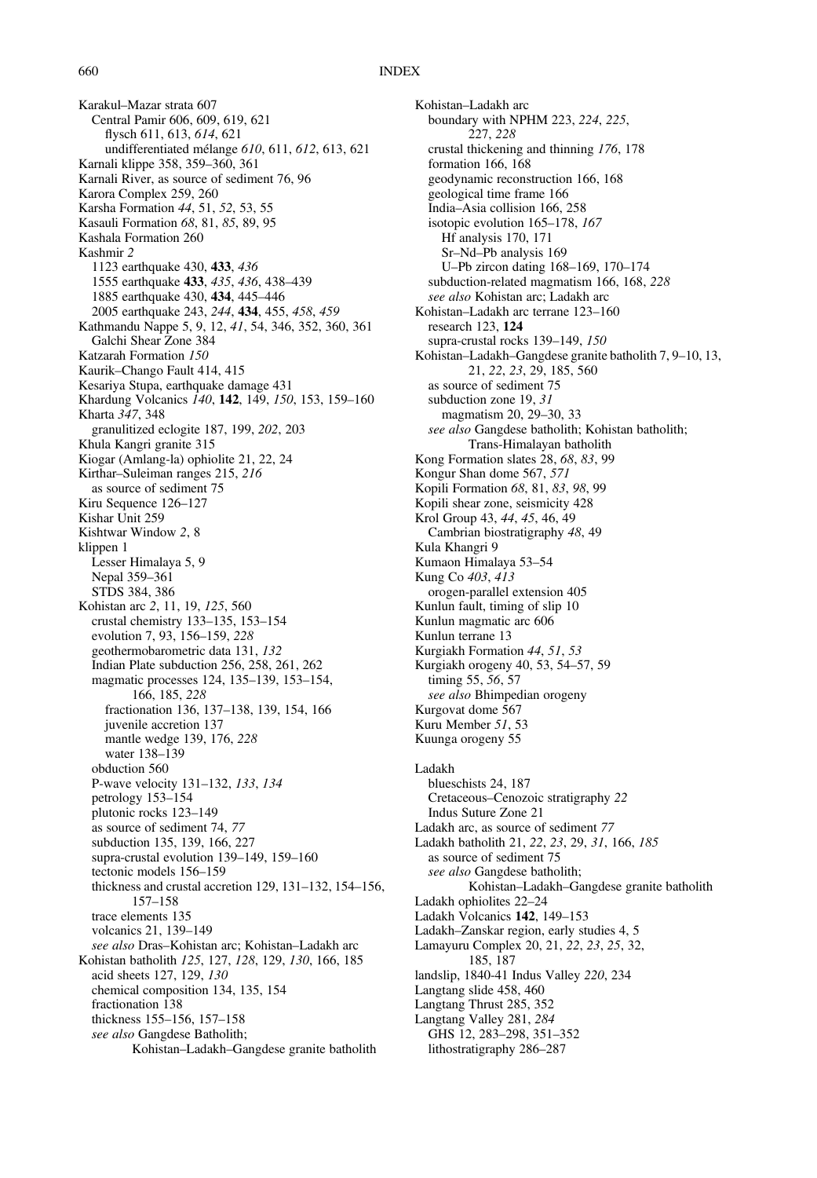Karakul–Mazar strata 607
  Central Pamir 606, 609, 619, 621
    flysch 611, 613, *614*, 621
    undifferentiated mélange *610*, 611, *612*, 613, 621
Karnali klippe 358, 359–360, 361
Karnali River, as source of sediment 76, 96
Karora Complex 259, 260
Karsha Formation *44*, 51, *52*, 53, 55
Kasauli Formation *68*, 81, *85*, 89, 95
Kashala Formation 260
Kashmir *2*
  1123 earthquake 430, **433**, *436*
  1555 earthquake **433**, *435*, *436*, 438–439
  1885 earthquake 430, **434**, 445–446
  2005 earthquake 243, *244*, **434**, 455, *458*, *459*
Kathmandu Nappe 5, 9, 12, *41*, 54, 346, 352, 360, 361
  Galchi Shear Zone 384
Katzarah Formation *150*
Kaurik–Chango Fault 414, 415
Kesariya Stupa, earthquake damage 431
Khardung Volcanics *140*, **142**, 149, *150*, 153, 159–160
Kharta *347*, 348
  granulitized eclogite 187, 199, *202*, 203
Khula Kangri granite 315
Kiogar (Amlang-la) ophiolite 21, 22, 24
Kirthar–Suleiman ranges 215, *216*
  as source of sediment 75
Kiru Sequence 126–127
Kishar Unit 259
Kishtwar Window *2*, 8
klippen 1
  Lesser Himalaya 5, 9
  Nepal 359–361
  STDS 384, 386
Kohistan arc *2*, 11, 19, *125*, 560
  crustal chemistry 133–135, 153–154
  evolution 7, 93, 156–159, *228*
  geothermobarometric data 131, *132*
  Indian Plate subduction 256, 258, 261, 262
  magmatic processes 124, 135–139, 153–154, 166, 185, *228*
    fractionation 136, 137–138, 139, 154, 166
    juvenile accretion 137
    mantle wedge 139, 176, *228*
    water 138–139
  obduction 560
  P-wave velocity 131–132, *133*, *134*
  petrology 153–154
  plutonic rocks 123–149
  as source of sediment 74, *77*
  subduction 135, 139, 166, 227
  supra-crustal evolution 139–149, 159–160
  tectonic models 156–159
  thickness and crustal accretion 129, 131–132, 154–156, 157–158
  trace elements 135
  volcanics 21, 139–149
  *see also* Dras–Kohistan arc; Kohistan–Ladakh arc
Kohistan batholith *125*, 127, *128*, 129, *130*, 166, 185
  acid sheets 127, 129, *130*
  chemical composition 134, 135, 154
  fractionation 138
  thickness 155–156, 157–158
  *see also* Gangdese Batholith; Kohistan–Ladakh–Gangdese granite batholith
Kohistan–Ladakh arc
  boundary with NPHM 223, *224*, *225*, 227, *228*
  crustal thickening and thinning *176*, 178
  formation 166, 168
  geodynamic reconstruction 166, 168
  geological time frame 166
  India–Asia collision 166, 258
  isotopic evolution 165–178, *167*
    Hf analysis 170, 171
    Sr–Nd–Pb analysis 169
    U–Pb zircon dating 168–169, 170–174
  subduction-related magmatism 166, 168, *228*
  *see also* Kohistan arc; Ladakh arc
Kohistan–Ladakh arc terrane 123–160
  research 123, **124**
  supra-crustal rocks 139–149, *150*
Kohistan–Ladakh–Gangdese granite batholith 7, 9–10, 13, 21, *22*, *23*, 29, 185, 560
  as source of sediment 75
  subduction zone 19, *31*
    magmatism 20, 29–30, 33
  *see also* Gangdese batholith; Kohistan batholith; Trans-Himalayan batholith
Kong Formation slates 28, *68*, *83*, 99
Kongur Shan dome 567, *571*
Kopili Formation *68*, 81, *83*, *98*, 99
Kopili shear zone, seismicity 428
Krol Group 43, *44*, *45*, 46, 49
  Cambrian biostratigraphy *48*, 49
Kula Khangri 9
Kumaon Himalaya 53–54
Kung Co *403*, *413*
  orogen-parallel extension 405
Kunlun fault, timing of slip 10
Kunlun magmatic arc 606
Kunlun terrane 13
Kurgiakh Formation *44*, *51*, *53*
Kurgiakh orogeny 40, 53, 54–57, 59
  timing 55, *56*, 57
  *see also* Bhimpedian orogeny
Kurgovat dome 567
Kuru Member *51*, 53
Kuunga orogeny 55

Ladakh
  blueschists 24, 187
  Cretaceous–Cenozoic stratigraphy *22*
  Indus Suture Zone 21
Ladakh arc, as source of sediment *77*
Ladakh batholith 21, *22*, *23*, 29, *31*, 166, *185*
  as source of sediment 75
  *see also* Gangdese batholith; Kohistan–Ladakh–Gangdese granite batholith
Ladakh ophiolites 22–24
Ladakh Volcanics **142**, 149–153
Ladakh–Zanskar region, early studies 4, 5
Lamayuru Complex 20, 21, *22*, *23*, *25*, 32, 185, 187
landslip, 1840-41 Indus Valley *220*, 234
Langtang slide 458, 460
Langtang Thrust 285, 352
Langtang Valley 281, *284*
  GHS 12, 283–298, 351–352
  lithostratigraphy 286–287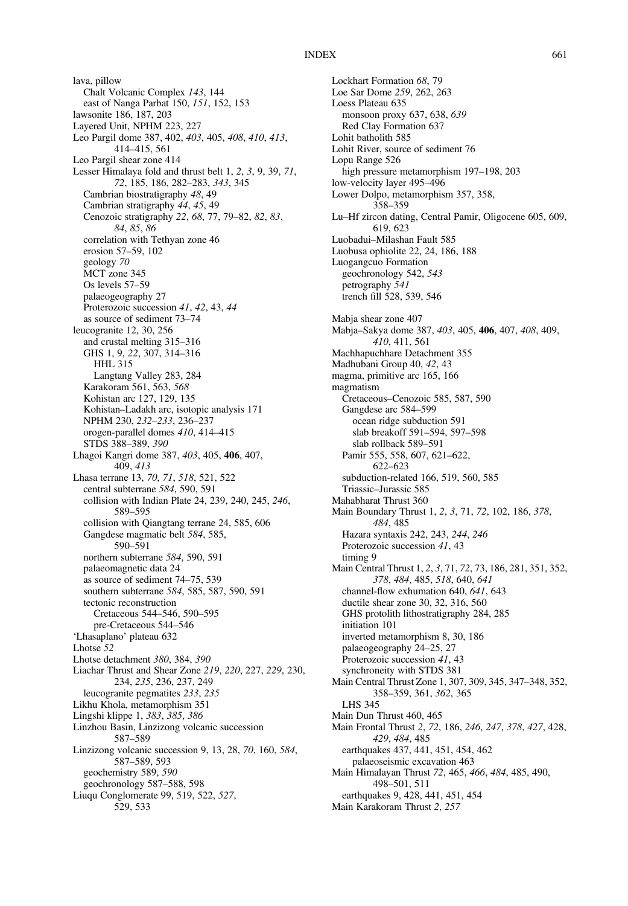lava, pillow
  Chalt Volcanic Complex *143*, 144
  east of Nanga Parbat 150, *151*, 152, 153
lawsonite 186, 187, 203
Layered Unit, NPHM 223, 227
Leo Pargil dome 387, 402, *403*, 405, *408*, *410*, *413*, 414–415, 561
Leo Pargil shear zone 414
Lesser Himalaya fold and thrust belt 1, *2*, *3*, 9, 39, *71*, *72*, 185, 186, 282–283, *343*, 345
  Cambrian biostratigraphy *48*, 49
  Cambrian stratigraphy *44*, *45*, 49
  Cenozoic stratigraphy *22*, *68*, 77, 79–82, *82*, *83*, *84*, *85*, *86*
  correlation with Tethyan zone 46
  erosion 57–59, 102
  geology *70*
  MCT zone 345
  Os levels 57–59
  palaeogeography 27
  Proterozoic succession *41*, *42*, 43, *44*
  as source of sediment 73–74
leucogranite 12, 30, 256
  and crustal melting 315–316
  GHS 1, 9, *22*, 307, 314–316
    HHL 315
    Langtang Valley 283, 284
  Karakoram 561, 563, *568*
  Kohistan arc 127, 129, 135
  Kohistan–Ladakh arc, isotopic analysis 171
  NPHM 230, *232–233*, 236–237
  orogen-parallel domes *410*, 414–415
  STDS 388–389, *390*
Lhagoi Kangri dome 387, *403*, 405, **406**, 407, 409, *413*
Lhasa terrane 13, *70*, *71*, *518*, 521, 522
  central subterrane *584*, 590, 591
  collision with Indian Plate 24, 239, 240, 245, *246*, 589–595
  collision with Qiangtang terrane 24, 585, 606
  Gangdese magmatic belt *584*, 585, 590–591
  northern subterrane *584*, 590, 591
  palaeomagnetic data 24
  as source of sediment 74–75, 539
  southern subterrane *584*, 585, 587, 590, 591
  tectonic reconstruction
    Cretaceous 544–546, 590–595
    pre-Cretaceous 544–546
'Lhasaplano' plateau 632
Lhotse *52*
Lhotse detachment *380*, 384, *390*
Liachar Thrust and Shear Zone *219*, *220*, 227, *229*, 230, 234, *235*, 236, 237, 249
  leucogranite pegmatites *233*, *235*
Likhu Khola, metamorphism 351
Lingshi klippe 1, *383*, *385*, *386*
Linzhou Basin, Linzizong volcanic succession 587–589
Linzizong volcanic succession 9, 13, 28, *70*, 160, *584*, 587–589, 593
  geochemistry 589, *590*
  geochronology 587–588, 598
Liuqu Conglomerate 99, 519, 522, *527*, 529, 533
Lockhart Formation *68*, 79
Loe Sar Dome *259*, 262, 263
Loess Plateau 635
  monsoon proxy 637, 638, *639*
  Red Clay Formation 637
Lohit batholith 585
Lohit River, source of sediment 76
Lopu Range 526
  high pressure metamorphism 197–198, 203
low-velocity layer 495–496
Lower Dolpo, metamorphism 357, 358, 358–359
Lu–Hf zircon dating, Central Pamir, Oligocene 605, 609, 619, 623
Luobadui–Milashan Fault 585
Luobusa ophiolite 22, 24, 186, 188
Luogangcuo Formation
  geochronology 542, *543*
  petrography *541*
  trench fill 528, 539, 546

Mabja shear zone 407
Mabja–Sakya dome 387, *403*, 405, **406**, 407, *408*, 409, *410*, 411, 561
Machhapuchhare Detachment 355
Madhubani Group 40, *42*, 43
magma, primitive arc 165, 166
magmatism
  Cretaceous–Cenozoic 585, 587, 590
  Gangdese arc 584–599
    ocean ridge subduction 591
    slab breakoff 591–594, 597–598
    slab rollback 589–591
  Pamir 555, 558, 607, 621–622, 622–623
  subduction-related 166, 519, 560, 585
  Triassic–Jurassic 585
Mahabharat Thrust 360
Main Boundary Thrust 1, *2*, *3*, 71, *72*, 102, 186, *378*, *484*, 485
  Hazara syntaxis 242, 243, *244*, *246*
  Proterozoic succession *41*, 43
  timing 9
Main Central Thrust 1, *2*, *3*, 71, *72*, 73, 186, 281, 351, 352, *378*, *484*, 485, *518*, 640, *641*
  channel-flow exhumation 640, *641*, 643
  ductile shear zone 30, 32, 316, 560
  GHS protolith lithostratigraphy 284, 285
  initiation 101
  inverted metamorphism 8, 30, 186
  palaeogeography 24–25, 27
  Proterozoic succession *41*, 43
  synchroneity with STDS 381
Main Central Thrust Zone 1, 307, 309, 345, 347–348, 352, 358–359, 361, *362*, 365
  LHS 345
Main Dun Thrust 460, 465
Main Frontal Thrust *2*, *72*, 186, *246*, *247*, *378*, *427*, 428, *429*, *484*, 485
  earthquakes 437, 441, 451, 454, 462
    palaeoseismic excavation 463
Main Himalayan Thrust *72*, 465, *466*, *484*, 485, 490, 498–501, 511
  earthquakes 9, 428, 441, 451, 454
Main Karakoram Thrust *2*, *257*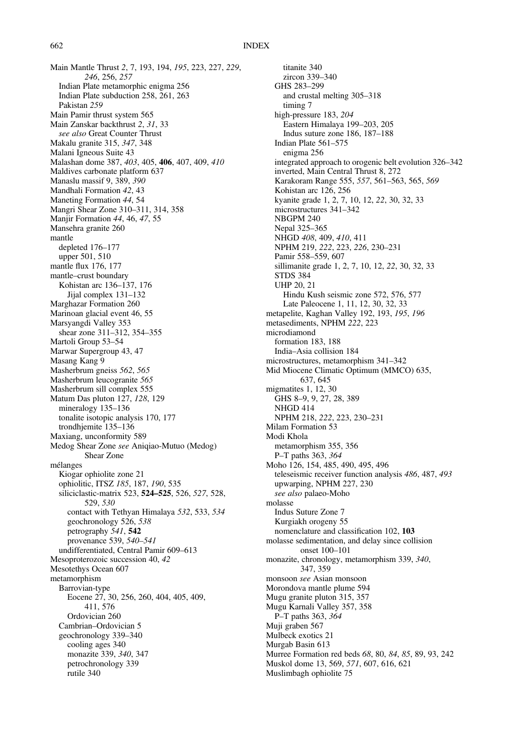Main Mantle Thrust *2*, 7, 193, 194, *195*, 223, 227, *229*, *246*, 256, *257*
 Indian Plate metamorphic enigma 256
 Indian Plate subduction 258, 261, 263
 Pakistan *259*
Main Pamir thrust system 565
Main Zanskar backthrust *2*, *31*, 33
 *see also* Great Counter Thrust
Makalu granite 315, *347*, 348
Malani Igneous Suite 43
Malashan dome 387, *403*, 405, **406**, 407, 409, *410*
Maldives carbonate platform 637
Manaslu massif 9, 389, *390*
Mandhali Formation *42*, 43
Maneting Formation *44*, 54
Mangri Shear Zone 310–311, 314, 358
Manjir Formation *44*, 46, *47*, 55
Mansehra granite 260
mantle
 depleted 176–177
 upper 501, 510
mantle flux 176, 177
mantle–crust boundary
 Kohistan arc 136–137, 176
  Jijal complex 131–132
Marghazar Formation 260
Marinoan glacial event 46, 55
Marsyangdi Valley 353
 shear zone 311–312, 354–355
Martoli Group 53–54
Marwar Supergroup 43, 47
Masang Kang 9
Masherbrum gneiss *562*, *565*
Masherbrum leucogranite *565*
Masherbrum sill complex 555
Matum Das pluton 127, *128*, 129
 mineralogy 135–136
 tonalite isotopic analysis 170, 177
 trondhjemite 135–136
Maxiang, unconformity 589
Medog Shear Zone *see* Aniqiao-Mutuo (Medog) Shear Zone
mélanges
 Kiogar ophiolite zone 21
 ophiolitic, ITSZ *185*, 187, *190*, 535
 siliciclastic-matrix 523, **524–525**, 526, *527*, 528, 529, *530*
  contact with Tethyan Himalaya *532*, 533, *534*
  geochronology 526, *538*
  petrography *541*, **542**
  provenance 539, *540–541*
 undifferentiated, Central Pamir 609–613
Mesoproterozoic succession 40, *42*
Mesotethys Ocean 607
metamorphism
 Barrovian-type
  Eocene 27, 30, 256, 260, 404, 405, 409, 411, 576
  Ordovician 260
 Cambrian–Ordovician 5
 geochronology 339–340
  cooling ages 340
  monazite 339, *340*, 347
  petrochronology 339
  rutile 340
  titanite 340
  zircon 339–340
 GHS 283–299
  and crustal melting 305–318
  timing 7
 high-pressure 183, *204*
  Eastern Himalaya 199–203, 205
  Indus suture zone 186, 187–188
 Indian Plate 561–575
  enigma 256
 integrated approach to orogenic belt evolution 326–342
 inverted, Main Central Thrust 8, 272
 Karakoram Range 555, *557*, 561–563, 565, *569*
 Kohistan arc 126, 256
 kyanite grade 1, 2, 7, 10, 12, *22*, 30, 32, 33
 microstructures 341–342
 NBGPM 240
 Nepal 325–365
 NHGD *408*, 409, *410*, 411
 NPHM 219, *222*, 223, *226*, 230–231
 Pamir 558–559, 607
 sillimanite grade 1, 2, 7, 10, 12, *22*, 30, 32, 33
 STDS 384
 UHP 20, 21
  Hindu Kush seismic zone 572, 576, 577
  Late Paleocene 1, 11, 12, 30, 32, 33
metapelite, Kaghan Valley 192, 193, *195*, *196*
metasediments, NPHM *222*, 223
microdiamond
 formation 183, 188
 India–Asia collision 184
microstructures, metamorphism 341–342
Mid Miocene Climatic Optimum (MMCO) 635, 637, 645
migmatites 1, 12, 30
 GHS 8–9, *9*, 27, 28, 389
 NHGD 414
 NPHM 218, *222*, 223, 230–231
Milam Formation 53
Modi Khola
 metamorphism 355, 356
 P–T paths 363, *364*
Moho 126, 154, 485, 490, 495, 496
 teleseismic receiver function analysis *486*, 487, *493*
 upwarping, NPHM 227, 230
 *see also* palaeo-Moho
molasse
 Indus Suture Zone 7
 Kurgiakh orogeny 55
 nomenclature and classification 102, **103**
molasse sedimentation, and delay since collision onset 100–101
monazite, chronology, metamorphism 339, *340*, 347, 359
monsoon *see* Asian monsoon
Morondova mantle plume 594
Mugu granite pluton 315, 357
Mugu Karnali Valley 357, 358
 P–T paths 363, *364*
Muji graben 567
Mulbeck exotics 21
Murgab Basin 613
Murree Formation red beds *68*, 80, *84*, *85*, 89, 93, 242
Muskol dome 13, 569, *571*, 607, 616, 621
Muslimbagh ophiolite 75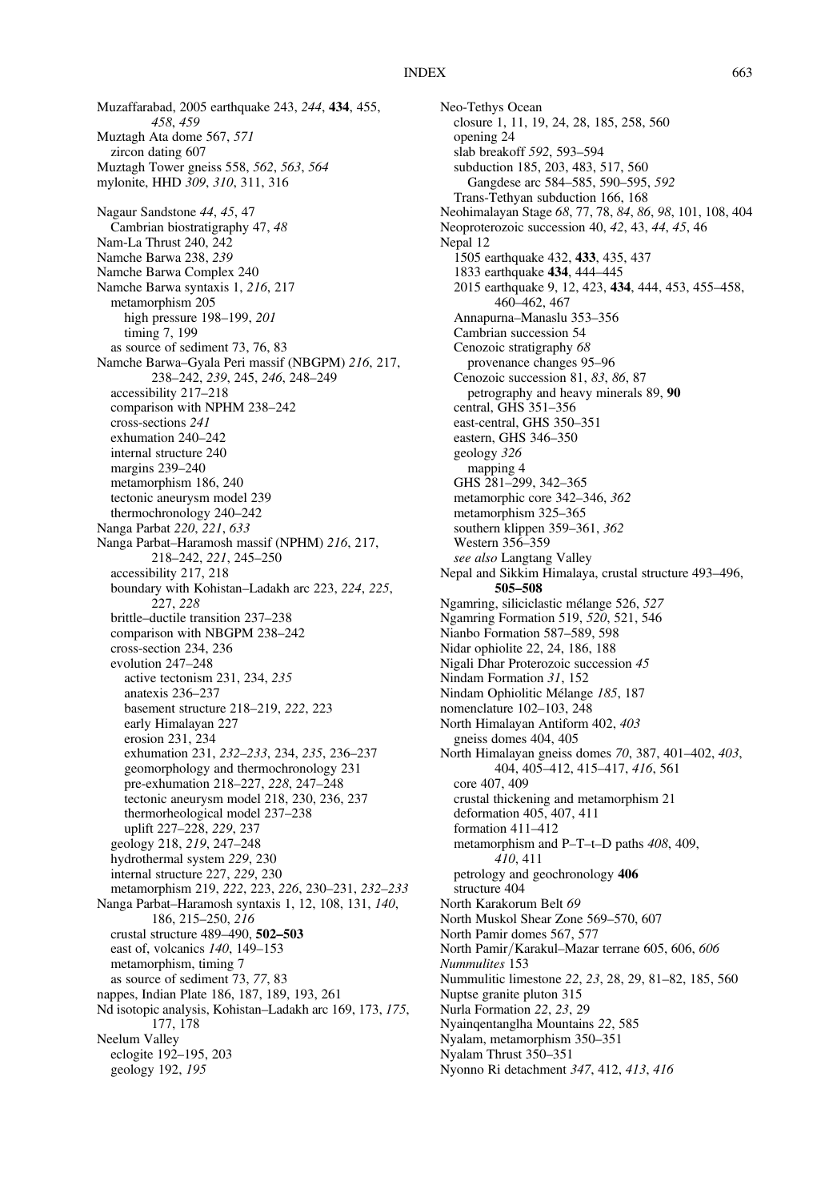Muzaffarabad, 2005 earthquake 243, *244*, **434**, 455, *458*, *459*
Muztagh Ata dome 567, *571*
  zircon dating 607
Muztagh Tower gneiss 558, *562*, *563*, *564*
mylonite, HHD *309*, *310*, 311, 316

Nagaur Sandstone *44*, *45*, 47
  Cambrian biostratigraphy 47, *48*
Nam-La Thrust 240, 242
Namche Barwa 238, *239*
Namche Barwa Complex 240
Namche Barwa syntaxis 1, *216*, 217
  metamorphism 205
    high pressure 198–199, *201*
    timing 7, 199
  as source of sediment 73, 76, 83
Namche Barwa–Gyala Peri massif (NBGPM) *216*, 217, 238–242, *239*, 245, *246*, 248–249
  accessibility 217–218
  comparison with NPHM 238–242
  cross-sections *241*
  exhumation 240–242
  internal structure 240
  margins 239–240
  metamorphism 186, 240
  tectonic aneurysm model 239
  thermochronology 240–242
Nanga Parbat *220*, *221*, *633*
Nanga Parbat–Haramosh massif (NPHM) *216*, 217, 218–242, *221*, 245–250
  accessibility 217, 218
  boundary with Kohistan–Ladakh arc 223, *224*, *225*, 227, *228*
  brittle–ductile transition 237–238
  comparison with NBGPM 238–242
  cross-section 234, 236
  evolution 247–248
    active tectonism 231, 234, *235*
    anatexis 236–237
    basement structure 218–219, *222*, 223
    early Himalayan 227
    erosion 231, 234
    exhumation 231, *232–233*, 234, *235*, 236–237
    geomorphology and thermochronology 231
    pre-exhumation 218–227, *228*, 247–248
    tectonic aneurysm model 218, 230, 236, 237
    thermorheological model 237–238
    uplift 227–228, *229*, 237
  geology 218, *219*, 247–248
  hydrothermal system *229*, 230
  internal structure 227, *229*, 230
  metamorphism 219, *222*, 223, *226*, 230–231, *232–233*
Nanga Parbat–Haramosh syntaxis 1, 12, 108, 131, *140*, 186, 215–250, *216*
  crustal structure 489–490, **502–503**
  east of, volcanics *140*, 149–153
  metamorphism, timing 7
  as source of sediment 73, *77*, 83
nappes, Indian Plate 186, 187, 189, 193, 261
Nd isotopic analysis, Kohistan–Ladakh arc 169, 173, *175*, 177, 178
Neelum Valley
  eclogite 192–195, 203
  geology 192, *195*
Neo-Tethys Ocean
  closure 1, 11, 19, 24, 28, 185, 258, 560
  opening 24
  slab breakoff *592*, 593–594
  subduction 185, 203, 483, 517, 560
    Gangdese arc 584–585, 590–595, *592*
  Trans-Tethyan subduction 166, 168
Neohimalayan Stage *68*, 77, 78, *84*, *86*, *98*, 101, 108, 404
Neoproterozoic succession 40, *42*, 43, *44*, *45*, 46
Nepal 12
  1505 earthquake 432, **433**, 435, 437
  1833 earthquake **434**, 444–445
  2015 earthquake 9, 12, 423, **434**, 444, 453, 455–458, 460–462, 467
  Annapurna–Manaslu 353–356
  Cambrian succession 54
  Cenozoic stratigraphy *68*
    provenance changes 95–96
  Cenozoic succession 81, *83*, *86*, 87
    petrography and heavy minerals 89, **90**
  central, GHS 351–356
  east-central, GHS 350–351
  eastern, GHS 346–350
  geology *326*
    mapping 4
  GHS 281–299, 342–365
  metamorphic core 342–346, *362*
  metamorphism 325–365
  southern klippen 359–361, *362*
  Western 356–359
  *see also* Langtang Valley
Nepal and Sikkim Himalaya, crustal structure 493–496, **505–508**
Ngamring, siliciclastic mélange 526, *527*
Ngamring Formation 519, *520*, 521, 546
Nianbo Formation 587–589, 598
Nidar ophiolite 22, 24, 186, 188
Nigali Dhar Proterozoic succession *45*
Nindam Formation *31*, 152
Nindam Ophiolitic Mélange *185*, 187
nomenclature 102–103, 248
North Himalayan Antiform 402, *403*
  gneiss domes 404, 405
North Himalayan gneiss domes *70*, 387, 401–402, *403*, 404, 405–412, 415–417, *416*, 561
  core 407, 409
  crustal thickening and metamorphism 21
  deformation 405, 407, 411
  formation 411–412
  metamorphism and P–T–t–D paths *408*, 409, *410*, 411
  petrology and geochronology **406**
  structure 404
North Karakorum Belt *69*
North Muskol Shear Zone 569–570, 607
North Pamir domes 567, 577
North Pamir/Karakul–Mazar terrane 605, 606, *606*
*Nummulites* 153
Nummulitic limestone *22*, *23*, 28, 29, 81–82, 185, 560
Nuptse granite pluton 315
Nurla Formation *22*, *23*, 29
Nyainqentanglha Mountains *22*, 585
Nyalam, metamorphism 350–351
Nyalam Thrust 350–351
Nyonno Ri detachment *347*, 412, *413*, *416*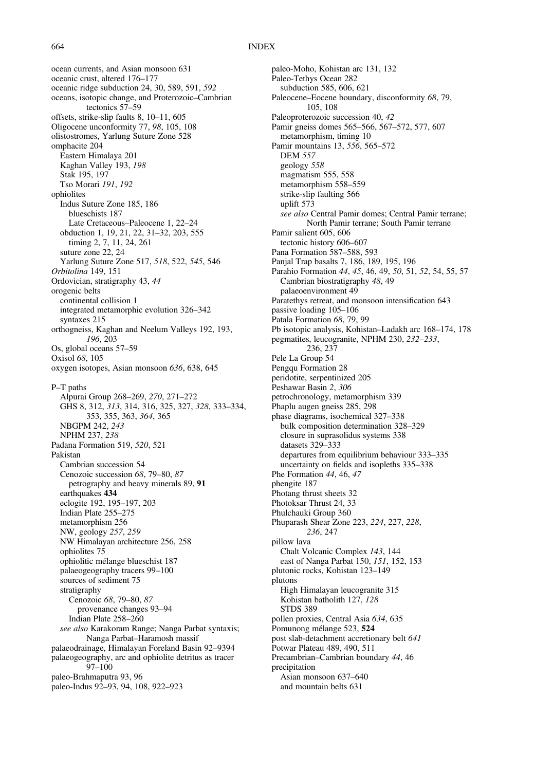ocean currents, and Asian monsoon 631
oceanic crust, altered 176–177
oceanic ridge subduction 24, 30, 589, 591, *592*
oceans, isotopic change, and Proterozoic–Cambrian tectonics 57–59
offsets, strike-slip faults 8, 10–11, 605
Oligocene unconformity 77, *98*, 105, 108
olistostromes, Yarlung Suture Zone 528
omphacite 204
  Eastern Himalaya 201
  Kaghan Valley 193, *198*
  Stak 195, 197
  Tso Morari *191*, *192*
ophiolites
  Indus Suture Zone 185, 186
    blueschists 187
    Late Cretaceous–Paleocene 1, 22–24
  obduction 1, 19, 21, 22, 31–32, 203, 555
    timing 2, 7, 11, 24, 261
  suture zone 22, 24
  Yarlung Suture Zone 517, *518*, 522, *545*, 546
*Orbitolina* 149, 151
Ordovician, stratigraphy 43, *44*
orogenic belts
  continental collision 1
  integrated metamorphic evolution 326–342
  syntaxes 215
orthogneiss, Kaghan and Neelum Valleys 192, 193, *196*, 203
Os, global oceans 57–59
Oxisol *68*, 105
oxygen isotopes, Asian monsoon *636*, 638, 645

P–T paths
  Alpurai Group 268–269, *270*, 271–272
  GHS 8, 312, *313*, 314, 316, 325, 327, *328*, 333–334, 353, 355, 363, *364*, 365
  NBGPM 242, *243*
  NPHM 237, *238*
Padana Formation 519, *520*, 521
Pakistan
  Cambrian succession 54
  Cenozoic succession *68*, 79–80, *87*
    petrography and heavy minerals 89, **91**
  earthquakes **434**
  eclogite 192, 195–197, 203
  Indian Plate 255–275
  metamorphism 256
  NW, geology *257*, *259*
  NW Himalayan architecture 256, 258
  ophiolites 75
  ophiolitic mélange blueschist 187
  palaeogeography tracers 99–100
  sources of sediment 75
  stratigraphy
    Cenozoic *68*, 79–80, *87*
      provenance changes 93–94
    Indian Plate 258–260
  *see also* Karakoram Range; Nanga Parbat syntaxis; Nanga Parbat–Haramosh massif
palaeodrainage, Himalayan Foreland Basin 92–9394
palaeogeography, arc and ophiolite detritus as tracer 97–100
paleo-Brahmaputra 93, 96
paleo-Indus 92–93, 94, 108, 922–923
paleo-Moho, Kohistan arc 131, 132
Paleo-Tethys Ocean 282
  subduction 585, 606, 621
Paleocene–Eocene boundary, disconformity *68*, 79, 105, 108
Paleoproterozoic succession 40, *42*
Pamir gneiss domes 565–566, 567–572, 577, 607
  metamorphism, timing 10
Pamir mountains 13, *556*, 565–572
  DEM *557*
  geology *558*
  magmatism 555, 558
  metamorphism 558–559
  strike-slip faulting 566
  uplift 573
  *see also* Central Pamir domes; Central Pamir terrane; North Pamir terrane; South Pamir terrane
Pamir salient 605, 606
  tectonic history 606–607
Pana Formation 587–588, 593
Panjal Trap basalts 7, 186, 189, 195, 196
Parahio Formation *44*, *45*, 46, 49, *50*, 51, *52*, 54, 55, 57
  Cambrian biostratigraphy *48*, 49
  palaeoenvironment 49
Paratethys retreat, and monsoon intensification 643
passive loading 105–106
Patala Formation *68*, 79, 99
Pb isotopic analysis, Kohistan–Ladakh arc 168–174, 178
pegmatites, leucogranite, NPHM 230, *232–233*, 236, 237
Pele La Group 54
Pengqu Formation 28
peridotite, serpentinized 205
Peshawar Basin *2*, *306*
petrochronology, metamorphism 339
Phaplu augen gneiss 285, 298
phase diagrams, isochemical 327–338
  bulk composition determination 328–329
  closure in suprasolidus systems 338
  datasets 329–333
  departures from equilibrium behaviour 333–335
  uncertainty on fields and isopleths 335–338
Phe Formation *44*, 46, *47*
phengite 187
Photang thrust sheets 32
Photoksar Thrust 24, 33
Phulchauki Group 360
Phuparash Shear Zone 223, *224*, 227, *228*, *236*, 247
pillow lava
  Chalt Volcanic Complex *143*, 144
  east of Nanga Parbat 150, *151*, 152, 153
plutonic rocks, Kohistan 123–149
plutons
  High Himalayan leucogranite 315
  Kohistan batholith 127, *128*
  STDS 389
pollen proxies, Central Asia *634*, 635
Pomunong mélange 523, **524**
post slab-detachment accretionary belt *641*
Potwar Plateau 489, 490, 511
Precambrian–Cambrian boundary *44*, 46
precipitation
  Asian monsoon 637–640
  and mountain belts 631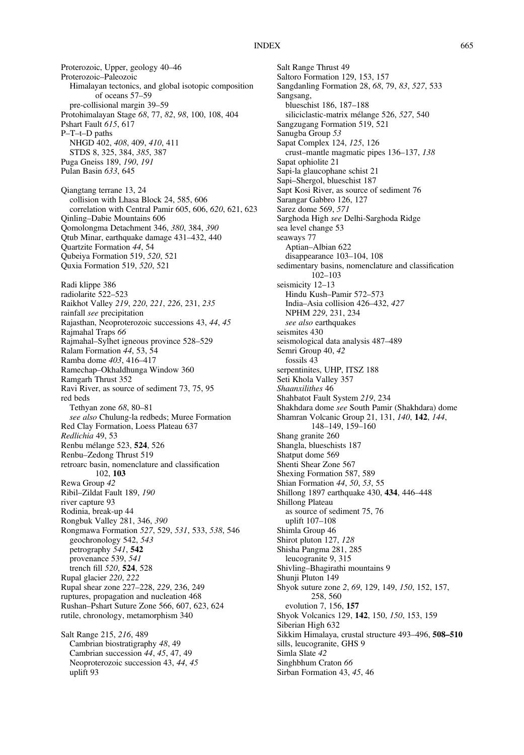Proterozoic, Upper, geology 40–46
Proterozoic–Paleozoic
  Himalayan tectonics, and global isotopic composition of oceans 57–59
  pre-collisional margin 39–59
Protohimalayan Stage *68*, 77, *82*, *98*, 100, 108, 404
Pshart Fault *615*, 617
P–T–t–D paths
  NHGD 402, *408*, 409, *410*, 411
  STDS 8, 325, 384, *385*, 387
Puga Gneiss 189, *190*, *191*
Pulan Basin *633*, 645

Qiangtang terrane 13, 24
  collision with Lhasa Block 24, 585, 606
  correlation with Central Pamir 605, 606, *620*, 621, 623
Qinling–Dabie Mountains 606
Qomolongma Detachment 346, *380*, 384, *390*
Qtub Minar, earthquake damage 431–432, 440
Quartzite Formation *44*, 54
Qubeiya Formation 519, *520*, 521
Quxia Formation 519, *520*, 521

Radi klippe 386
radiolarite 522–523
Raikhot Valley *219*, *220*, *221*, *226*, 231, *235*
rainfall *see* precipitation
Rajasthan, Neoproterozoic successions 43, *44*, *45*
Rajmahal Traps *66*
Rajmahal–Sylhet igneous province 528–529
Ralam Formation *44*, 53, 54
Ramba dome *403*, 416–417
Ramechap–Okhaldhunga Window 360
Ramgarh Thrust 352
Ravi River, as source of sediment 73, 75, 95
red beds
  Tethyan zone *68*, 80–81
  *see also* Chulung-la redbeds; Muree Formation
Red Clay Formation, Loess Plateau 637
*Redlichia* 49, 53
Renbu mélange 523, **524**, 526
Renbu–Zedong Thrust 519
retroarc basin, nomenclature and classification 102, **103**
Rewa Group *42*
Ribil–Zildat Fault 189, *190*
river capture 93
Rodinia, break-up 44
Rongbuk Valley 281, 346, *390*
Rongmawa Formation *527*, 529, *531*, 533, *538*, 546
  geochronology 542, *543*
  petrography *541*, **542**
  provenance 539, *541*
  trench fill *520*, **524**, 528
Rupal glacier *220*, *222*
Rupal shear zone 227–228, *229*, 236, 249
ruptures, propagation and nucleation 468
Rushan–Pshart Suture Zone 566, 607, 623, 624
rutile, chronology, metamorphism 340

Salt Range 215, *216*, 489
  Cambrian biostratigraphy *48*, 49
  Cambrian succession *44*, *45*, 47, 49
  Neoproterozoic succession 43, *44*, *45*
  uplift 93
Salt Range Thrust 49
Saltoro Formation 129, 153, 157
Sangdanling Formation 28, *68*, 79, *83*, *527*, 533
Sangsang,
  blueschist 186, 187–188
  siliciclastic-matrix mélange 526, *527*, 540
Sangzugang Formation 519, 521
Sanugba Group *53*
Sapat Complex 124, *125*, 126
  crust–mantle magmatic pipes 136–137, *138*
Sapat ophiolite 21
Sapi-la glaucophane schist 21
Sapi–Shergol, blueschist 187
Sapt Kosi River, as source of sediment 76
Sarangar Gabbro 126, 127
Sarez dome 569, *571*
Sarghoda High *see* Delhi-Sarghoda Ridge
sea level change 53
seaways 77
  Aptian–Albian 622
  disappearance 103–104, 108
sedimentary basins, nomenclature and classification 102–103
seismicity 12–13
  Hindu Kush–Pamir 572–573
  India–Asia collision 426–432, *427*
  NPHM *229*, 231, 234
  *see also* earthquakes
seismites 430
seismological data analysis 487–489
Semri Group 40, *42*
  fossils 43
serpentinites, UHP, ITSZ 188
Seti Khola Valley 357
*Shaanxilithes* 46
Shahbatot Fault System *219*, 234
Shakhdara dome *see* South Pamir (Shakhdara) dome
Shamran Volcanic Group 21, 131, *140*, **142**, *144*, 148–149, 159–160
Shang granite 260
Shangla, blueschists 187
Shatput dome 569
Shenti Shear Zone 567
Shexing Formation 587, 589
Shian Formation *44*, *50*, *53*, 55
Shillong 1897 earthquake 430, **434**, 446–448
Shillong Plateau
  as source of sediment 75, 76
  uplift 107–108
Shimla Group 46
Shirot pluton 127, *128*
Shisha Pangma 281, 285
  leucogranite 9, 315
Shivling–Bhagirathi mountains 9
Shunji Pluton 149
Shyok suture zone *2*, *69*, 129, 149, *150*, 152, 157, 258, 560
  evolution 7, 156, **157**
Shyok Volcanics 129, **142**, 150, *150*, 153, 159
Siberian High 632
Sikkim Himalaya, crustal structure 493–496, **508–510**
sills, leucogranite, GHS 9
Simla Slate *42*
Singhbhum Craton *66*
Sirban Formation 43, *45*, 46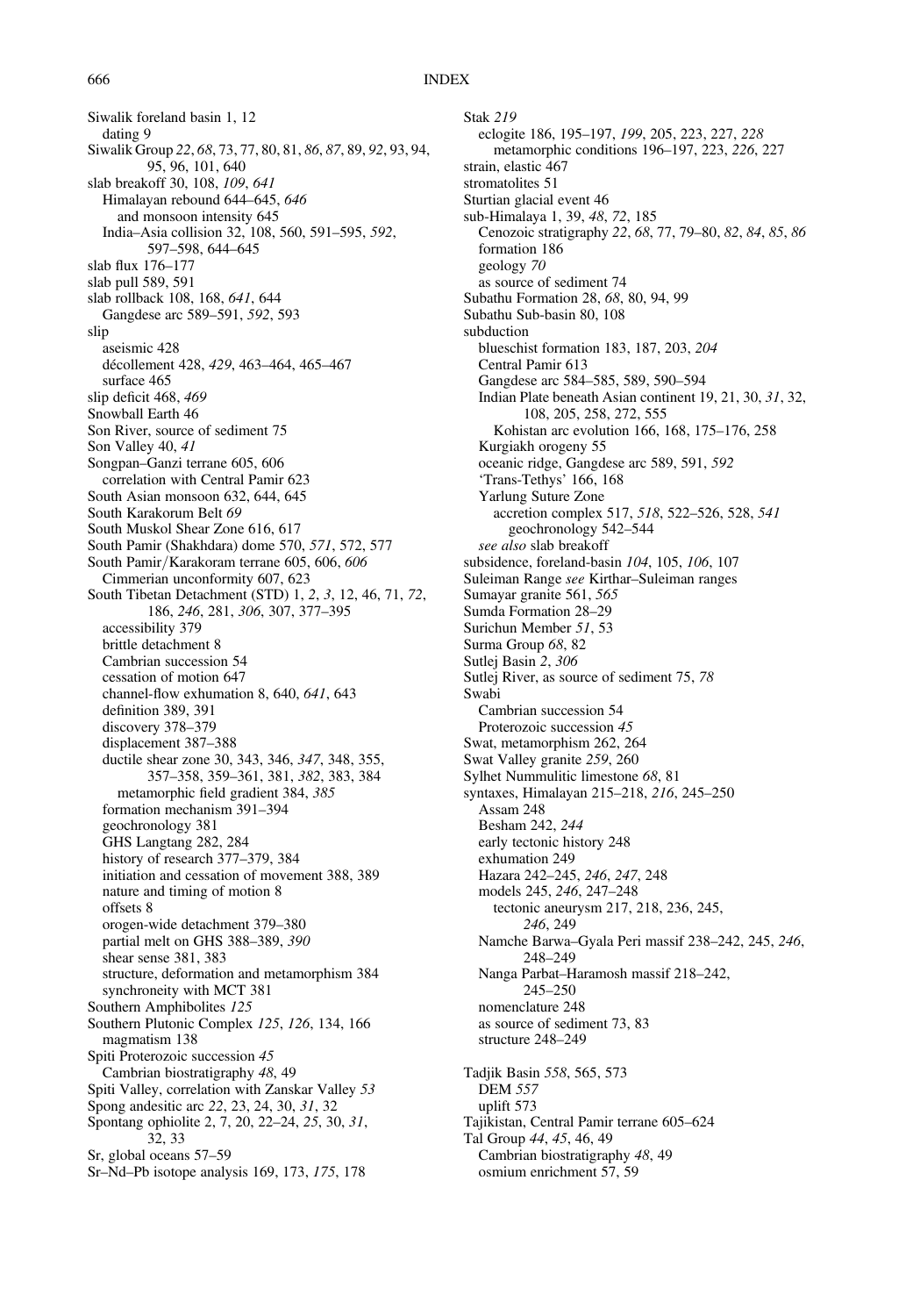Siwalik foreland basin 1, 12
  dating 9
Siwalik Group *22*, *68*, 73, 77, 80, 81, *86*, *87*, 89, *92*, 93, 94, 95, 96, 101, 640
slab breakoff 30, 108, *109*, *641*
  Himalayan rebound 644–645, *646*
    and monsoon intensity 645
  India–Asia collision 32, 108, 560, 591–595, *592*, 597–598, 644–645
slab flux 176–177
slab pull 589, 591
slab rollback 108, 168, *641*, 644
  Gangdese arc 589–591, *592*, 593
slip
  aseismic 428
  décollement 428, *429*, 463–464, 465–467
  surface 465
slip deficit 468, *469*
Snowball Earth 46
Son River, source of sediment 75
Son Valley 40, *41*
Songpan–Ganzi terrane 605, 606
  correlation with Central Pamir 623
South Asian monsoon 632, 644, 645
South Karakorum Belt *69*
South Muskol Shear Zone 616, 617
South Pamir (Shakhdara) dome 570, *571*, 572, 577
South Pamir/Karakoram terrane 605, 606, *606*
  Cimmerian unconformity 607, 623
South Tibetan Detachment (STD) 1, *2*, *3*, 12, 46, 71, *72*, 186, *246*, 281, *306*, 307, 377–395
  accessibility 379
  brittle detachment 8
  Cambrian succession 54
  cessation of motion 647
  channel-flow exhumation 8, 640, *641*, 643
  definition 389, 391
  discovery 378–379
  displacement 387–388
  ductile shear zone 30, 343, 346, *347*, 348, 355, 357–358, 359–361, 381, *382*, 383, 384
    metamorphic field gradient 384, *385*
  formation mechanism 391–394
  geochronology 381
  GHS Langtang 282, 284
  history of research 377–379, 384
  initiation and cessation of movement 388, 389
  nature and timing of motion 8
  offsets 8
  orogen-wide detachment 379–380
  partial melt on GHS 388–389, *390*
  shear sense 381, 383
  structure, deformation and metamorphism 384
  synchroneity with MCT 381
Southern Amphibolites *125*
Southern Plutonic Complex *125*, *126*, 134, 166
  magmatism 138
Spiti Proterozoic succession *45*
  Cambrian biostratigraphy *48*, 49
Spiti Valley, correlation with Zanskar Valley *53*
Spong andesitic arc *22*, 23, 24, 30, *31*, 32
Spontang ophiolite 2, 7, 20, 22–24, *25*, 30, *31*, 32, 33
Sr, global oceans 57–59
Sr–Nd–Pb isotope analysis 169, 173, *175*, 178
Stak *219*
  eclogite 186, 195–197, *199*, 205, 223, 227, *228*
    metamorphic conditions 196–197, 223, *226*, 227
strain, elastic 467
stromatolites 51
Sturtian glacial event 46
sub-Himalaya 1, 39, *48*, *72*, 185
  Cenozoic stratigraphy *22*, *68*, 77, 79–80, *82*, *84*, *85*, *86*
  formation 186
  geology *70*
  as source of sediment 74
Subathu Formation 28, *68*, 80, 94, 99
Subathu Sub-basin 80, 108
subduction
  blueschist formation 183, 187, 203, *204*
  Central Pamir 613
  Gangdese arc 584–585, 589, 590–594
  Indian Plate beneath Asian continent 19, 21, 30, *31*, 32, 108, 205, 258, 272, 555
    Kohistan arc evolution 166, 168, 175–176, 258
  Kurgiakh orogeny 55
  oceanic ridge, Gangdese arc 589, 591, *592*
  'Trans-Tethys' 166, 168
  Yarlung Suture Zone
    accretion complex 517, *518*, 522–526, 528, *541*
      geochronology 542–544
  *see also* slab breakoff
subsidence, foreland-basin *104*, 105, *106*, 107
Suleiman Range *see* Kirthar–Suleiman ranges
Sumayar granite 561, *565*
Sumda Formation 28–29
Surichun Member *51*, 53
Surma Group *68*, 82
Sutlej Basin *2*, *306*
Sutlej River, as source of sediment 75, *78*
Swabi
  Cambrian succession 54
  Proterozoic succession *45*
Swat, metamorphism 262, 264
Swat Valley granite *259*, 260
Sylhet Nummulitic limestone *68*, 81
syntaxes, Himalayan 215–218, *216*, 245–250
  Assam 248
  Besham 242, *244*
  early tectonic history 248
  exhumation 249
  Hazara 242–245, *246*, *247*, 248
  models 245, *246*, 247–248
    tectonic aneurysm 217, 218, 236, 245, *246*, 249
  Namche Barwa–Gyala Peri massif 238–242, 245, *246*, 248–249
  Nanga Parbat–Haramosh massif 218–242, 245–250
  nomenclature 248
  as source of sediment 73, 83
  structure 248–249

Tadjik Basin *558*, 565, 573
  DEM *557*
  uplift 573
Tajikistan, Central Pamir terrane 605–624
Tal Group *44*, *45*, 46, 49
  Cambrian biostratigraphy *48*, 49
  osmium enrichment 57, 59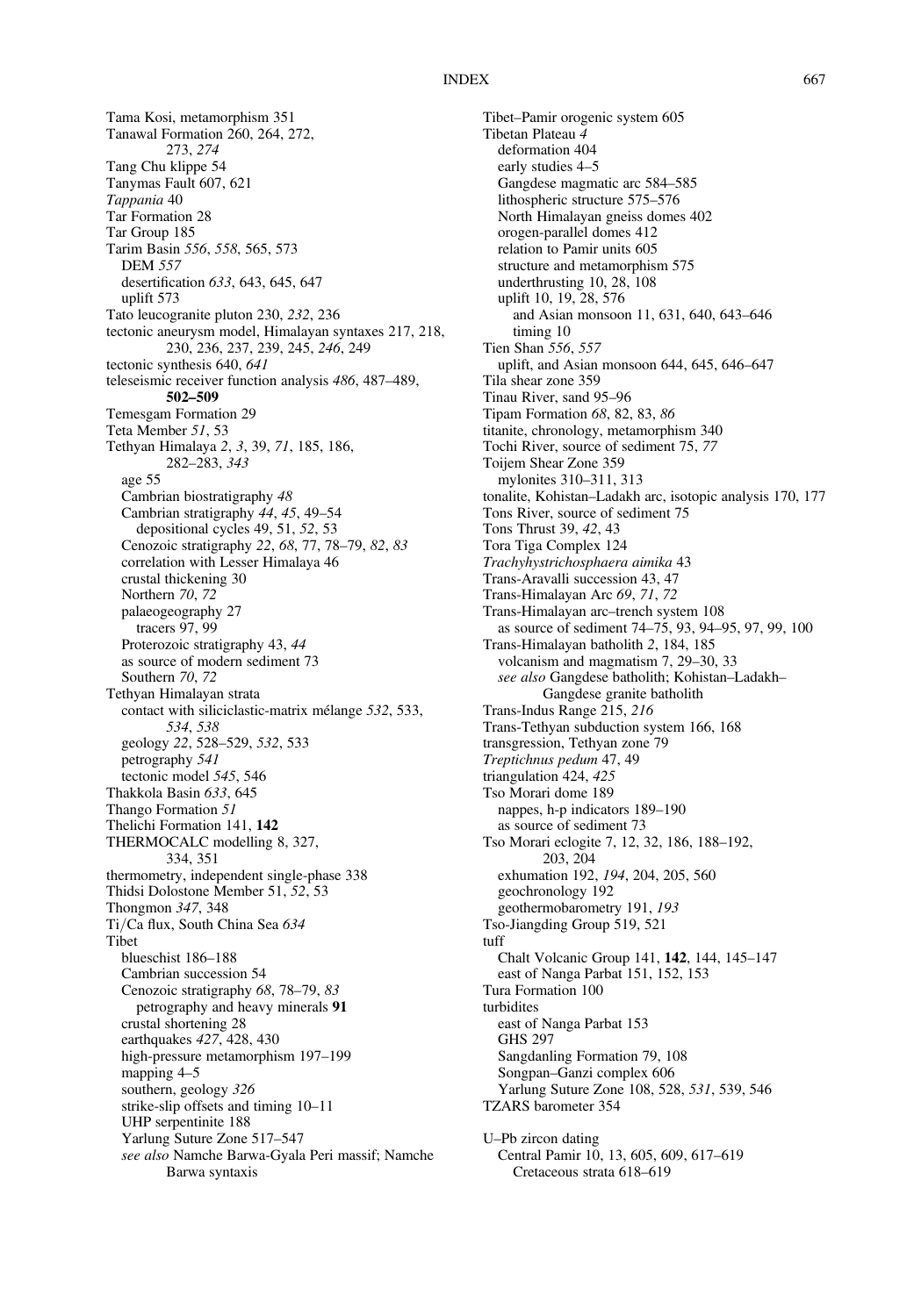Tama Kosi, metamorphism 351
Tanawal Formation 260, 264, 272, 273, *274*
Tang Chu klippe 54
Tanymas Fault 607, 621
*Tappania* 40
Tar Formation 28
Tar Group 185
Tarim Basin *556*, *558*, 565, 573
  DEM *557*
  desertification *633*, 643, 645, 647
  uplift 573
Tato leucogranite pluton 230, *232*, 236
tectonic aneurysm model, Himalayan syntaxes 217, 218, 230, 236, 237, 239, 245, *246*, 249
tectonic synthesis 640, *641*
teleseismic receiver function analysis *486*, 487–489, **502–509**
Temesgam Formation 29
Teta Member *51*, 53
Tethyan Himalaya *2*, *3*, 39, *71*, 185, 186, 282–283, *343*
  age 55
  Cambrian biostratigraphy *48*
  Cambrian stratigraphy *44*, *45*, 49–54
    depositional cycles 49, 51, *52*, 53
  Cenozoic stratigraphy *22*, *68*, 77, 78–79, *82*, *83*
  correlation with Lesser Himalaya 46
  crustal thickening 30
  Northern *70*, *72*
  palaeogeography 27
    tracers 97, 99
  Proterozoic stratigraphy 43, *44*
  as source of modern sediment 73
  Southern *70*, *72*
Tethyan Himalayan strata
  contact with siliciclastic-matrix mélange *532*, 533, *534*, *538*
  geology *22*, 528–529, *532*, 533
  petrography *541*
  tectonic model *545*, 546
Thakkola Basin *633*, 645
Thango Formation *51*
Thelichi Formation 141, **142**
THERMOCALC modelling 8, 327, 334, 351
thermometry, independent single-phase 338
Thidsi Dolostone Member 51, *52*, 53
Thongmon *347*, 348
Ti/Ca flux, South China Sea *634*
Tibet
  blueschist 186–188
  Cambrian succession 54
  Cenozoic stratigraphy *68*, 78–79, *83*
    petrography and heavy minerals **91**
  crustal shortening 28
  earthquakes *427*, 428, 430
  high-pressure metamorphism 197–199
  mapping 4–5
  southern, geology *326*
  strike-slip offsets and timing 10–11
  UHP serpentinite 188
  Yarlung Suture Zone 517–547
  *see also* Namche Barwa-Gyala Peri massif; Namche Barwa syntaxis
Tibet–Pamir orogenic system 605
Tibetan Plateau *4*
  deformation 404
  early studies 4–5
  Gangdese magmatic arc 584–585
  lithospheric structure 575–576
  North Himalayan gneiss domes 402
  orogen-parallel domes 412
  relation to Pamir units 605
  structure and metamorphism 575
  underthrusting 10, 28, 108
  uplift 10, 19, 28, 576
    and Asian monsoon 11, 631, 640, 643–646
    timing 10
Tien Shan *556*, *557*
  uplift, and Asian monsoon 644, 645, 646–647
Tila shear zone 359
Tinau River, sand 95–96
Tipam Formation *68*, 82, 83, *86*
titanite, chronology, metamorphism 340
Tochi River, source of sediment 75, *77*
Toijem Shear Zone 359
  mylonites 310–311, 313
tonalite, Kohistan–Ladakh arc, isotopic analysis 170, 177
Tons River, source of sediment 75
Tons Thrust 39, *42*, 43
Tora Tiga Complex 124
*Trachyhystrichosphaera aimika* 43
Trans-Aravalli succession 43, 47
Trans-Himalayan Arc *69*, *71*, *72*
Trans-Himalayan arc–trench system 108
  as source of sediment 74–75, 93, 94–95, 97, 99, 100
Trans-Himalayan batholith *2*, 184, 185
  volcanism and magmatism 7, 29–30, 33
  *see also* Gangdese batholith; Kohistan–Ladakh–Gangdese granite batholith
Trans-Indus Range 215, *216*
Trans-Tethyan subduction system 166, 168
transgression, Tethyan zone 79
*Treptichnus pedum* 47, 49
triangulation 424, *425*
Tso Morari dome 189
  nappes, h-p indicators 189–190
  as source of sediment 73
Tso Morari eclogite 7, 12, 32, 186, 188–192, 203, 204
  exhumation 192, *194*, 204, 205, 560
  geochronology 192
  geothermobarometry 191, *193*
Tso-Jiangding Group 519, 521
tuff
  Chalt Volcanic Group 141, **142**, 144, 145–147
  east of Nanga Parbat 151, 152, 153
Tura Formation 100
turbidites
  east of Nanga Parbat 153
  GHS 297
  Sangdanling Formation 79, 108
  Songpan–Ganzi complex 606
  Yarlung Suture Zone 108, 528, *531*, 539, 546
TZARS barometer 354

U–Pb zircon dating
  Central Pamir 10, 13, 605, 609, 617–619
    Cretaceous strata 618–619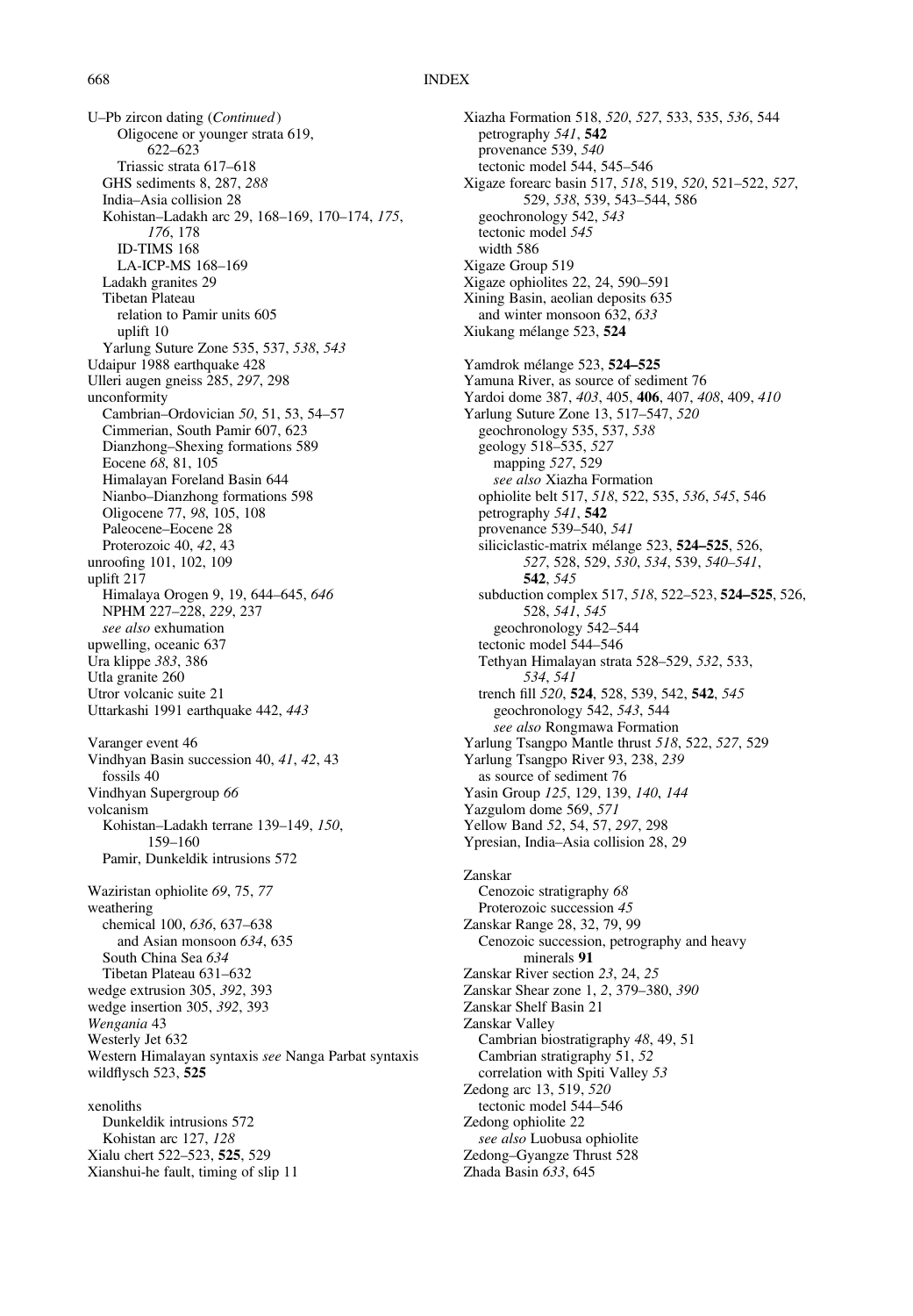U–Pb zircon dating (*Continued*)
    Oligocene or younger strata 619, 622–623
    Triassic strata 617–618
  GHS sediments 8, 287, *288*
  India–Asia collision 28
  Kohistan–Ladakh arc 29, 168–169, 170–174, *175*, *176*, 178
    ID-TIMS 168
    LA-ICP-MS 168–169
  Ladakh granites 29
  Tibetan Plateau
    relation to Pamir units 605
    uplift 10
  Yarlung Suture Zone 535, 537, *538*, *543*
Udaipur 1988 earthquake 428
Ulleri augen gneiss 285, *297*, 298
unconformity
  Cambrian–Ordovician *50*, 51, 53, 54–57
  Cimmerian, South Pamir 607, 623
  Dianzhong–Shexing formations 589
  Eocene *68*, 81, 105
  Himalayan Foreland Basin 644
  Nianbo–Dianzhong formations 598
  Oligocene 77, *98*, 105, 108
  Paleocene–Eocene 28
  Proterozoic 40, *42*, 43
unroofing 101, 102, 109
uplift 217
  Himalaya Orogen 9, 19, 644–645, *646*
  NPHM 227–228, *229*, 237
  *see also* exhumation
upwelling, oceanic 637
Ura klippe *383*, 386
Utla granite 260
Utror volcanic suite 21
Uttarkashi 1991 earthquake 442, *443*

Varanger event 46
Vindhyan Basin succession 40, *41*, *42*, 43
  fossils 40
Vindhyan Supergroup *66*
volcanism
  Kohistan–Ladakh terrane 139–149, *150*, 159–160
  Pamir, Dunkeldik intrusions 572

Waziristan ophiolite *69*, 75, *77*
weathering
  chemical 100, *636*, 637–638
    and Asian monsoon *634*, 635
  South China Sea *634*
  Tibetan Plateau 631–632
wedge extrusion 305, *392*, 393
wedge insertion 305, *392*, 393
*Wengania* 43
Westerly Jet 632
Western Himalayan syntaxis *see* Nanga Parbat syntaxis
wildflysch 523, **525**

xenoliths
  Dunkeldik intrusions 572
  Kohistan arc 127, *128*
Xialu chert 522–523, **525**, 529
Xianshui-he fault, timing of slip 11
Xiazha Formation 518, *520*, *527*, 533, 535, *536*, 544
  petrography *541*, **542**
  provenance 539, *540*
  tectonic model 544, 545–546
Xigaze forearc basin 517, *518*, 519, *520*, 521–522, *527*, 529, *538*, 539, 543–544, 586
  geochronology 542, *543*
  tectonic model *545*
  width 586
Xigaze Group 519
Xigaze ophiolites 22, 24, 590–591
Xining Basin, aeolian deposits 635
  and winter monsoon 632, *633*
Xiukang mélange 523, **524**

Yamdrok mélange 523, **524–525**
Yamuna River, as source of sediment 76
Yardoi dome 387, *403*, 405, **406**, 407, *408*, 409, *410*
Yarlung Suture Zone 13, 517–547, *520*
  geochronology 535, 537, *538*
  geology 518–535, *527*
    mapping *527*, 529
    *see also* Xiazha Formation
  ophiolite belt 517, *518*, 522, 535, *536*, *545*, 546
  petrography *541*, **542**
  provenance 539–540, *541*
  siliciclastic-matrix mélange 523, **524–525**, 526, *527*, 528, 529, *530*, *534*, 539, *540–541*, **542**, *545*
  subduction complex 517, *518*, 522–523, **524–525**, 526, 528, *541*, *545*
    geochronology 542–544
  tectonic model 544–546
  Tethyan Himalayan strata 528–529, *532*, 533, *534*, *541*
  trench fill *520*, **524**, 528, 539, 542, **542**, *545*
    geochronology 542, *543*, 544
    *see also* Rongmawa Formation
Yarlung Tsangpo Mantle thrust *518*, 522, *527*, 529
Yarlung Tsangpo River 93, 238, *239*
  as source of sediment 76
Yasin Group *125*, 129, 139, *140*, *144*
Yazgulom dome 569, *571*
Yellow Band *52*, 54, 57, *297*, 298
Ypresian, India–Asia collision 28, 29

Zanskar
  Cenozoic stratigraphy *68*
  Proterozoic succession *45*
Zanskar Range 28, 32, 79, 99
  Cenozoic succession, petrography and heavy minerals **91**
Zanskar River section *23*, 24, *25*
Zanskar Shear zone 1, *2*, 379–380, *390*
Zanskar Shelf Basin 21
Zanskar Valley
  Cambrian biostratigraphy *48*, 49, 51
  Cambrian stratigraphy 51, *52*
  correlation with Spiti Valley *53*
Zedong arc 13, 519, *520*
  tectonic model 544–546
Zedong ophiolite 22
  *see also* Luobusa ophiolite
Zedong–Gyangze Thrust 528
Zhada Basin *633*, 645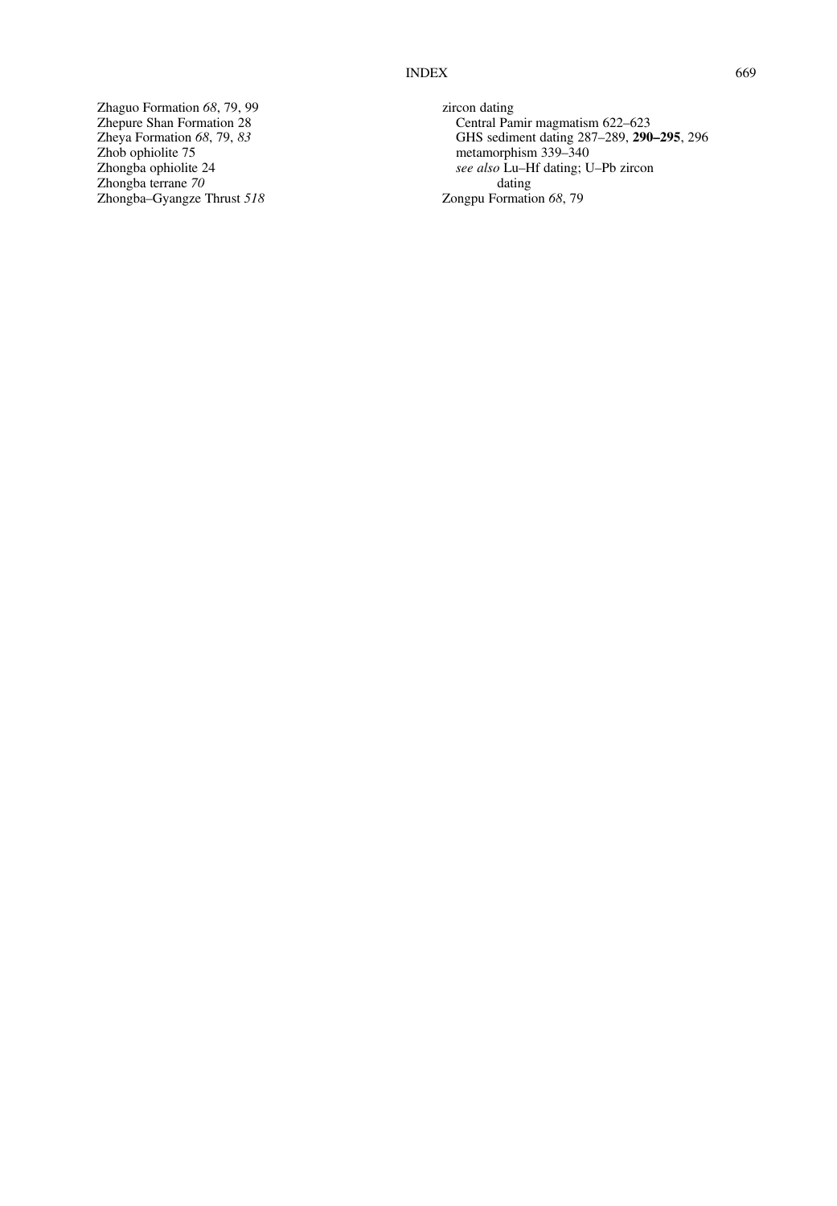Zhaguo Formation *68*, 79, 99
Zhepure Shan Formation 28
Zheya Formation *68*, 79, *83*
Zhob ophiolite 75
Zhongba ophiolite 24
Zhongba terrane *70*
Zhongba–Gyangze Thrust *518*

zircon dating
  Central Pamir magmatism 622–623
  GHS sediment dating 287–289, **290–295**, 296
  metamorphism 339–340
  *see also* Lu–Hf dating; U–Pb zircon dating
Zongpu Formation *68*, 79